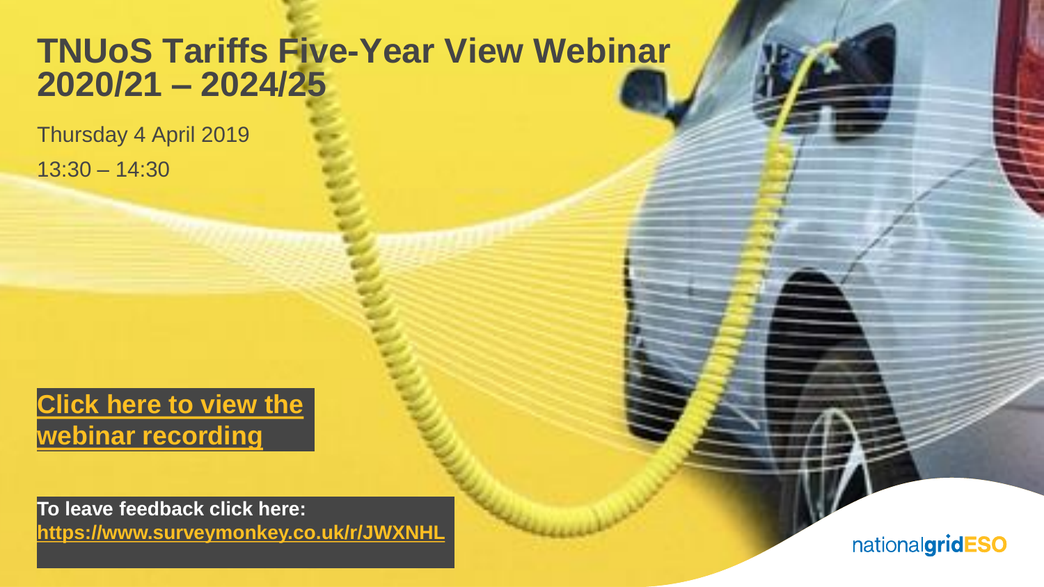# TNUoS Tariffs Five-Year View Webinar 2020/21 – 2024/25

Thursday 4 April 2019

13:30 – 14:30

**Click here to view the webinar recording**

**To leave feedback click here:**
**https://www.surveymonkey.co.uk/r/JWXNHL**

nationalgridESO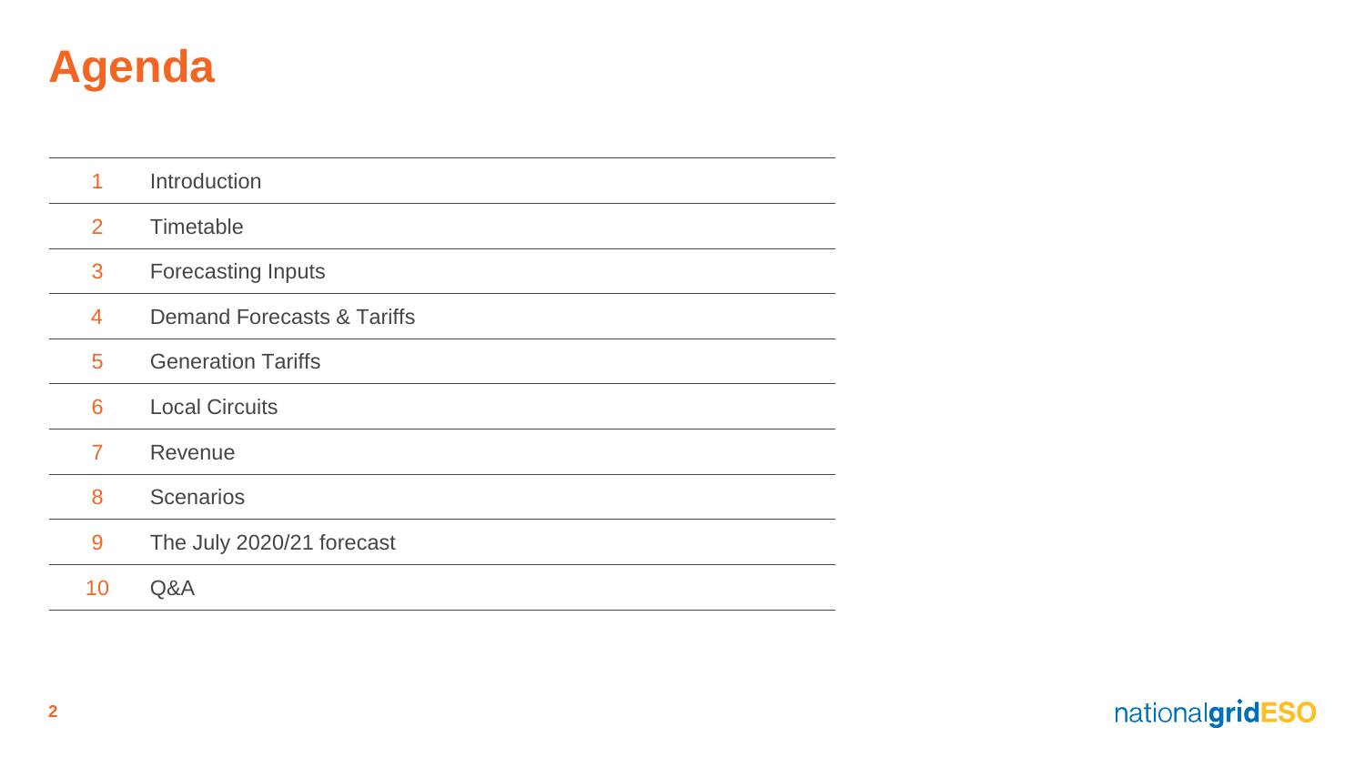# Agenda

| | |
|---|---|
| 1 | Introduction |
| 2 | Timetable |
| 3 | Forecasting Inputs |
| 4 | Demand Forecasts & Tariffs |
| 5 | Generation Tariffs |
| 6 | Local Circuits |
| 7 | Revenue |
| 8 | Scenarios |
| 9 | The July 2020/21 forecast |
| 10 | Q&A |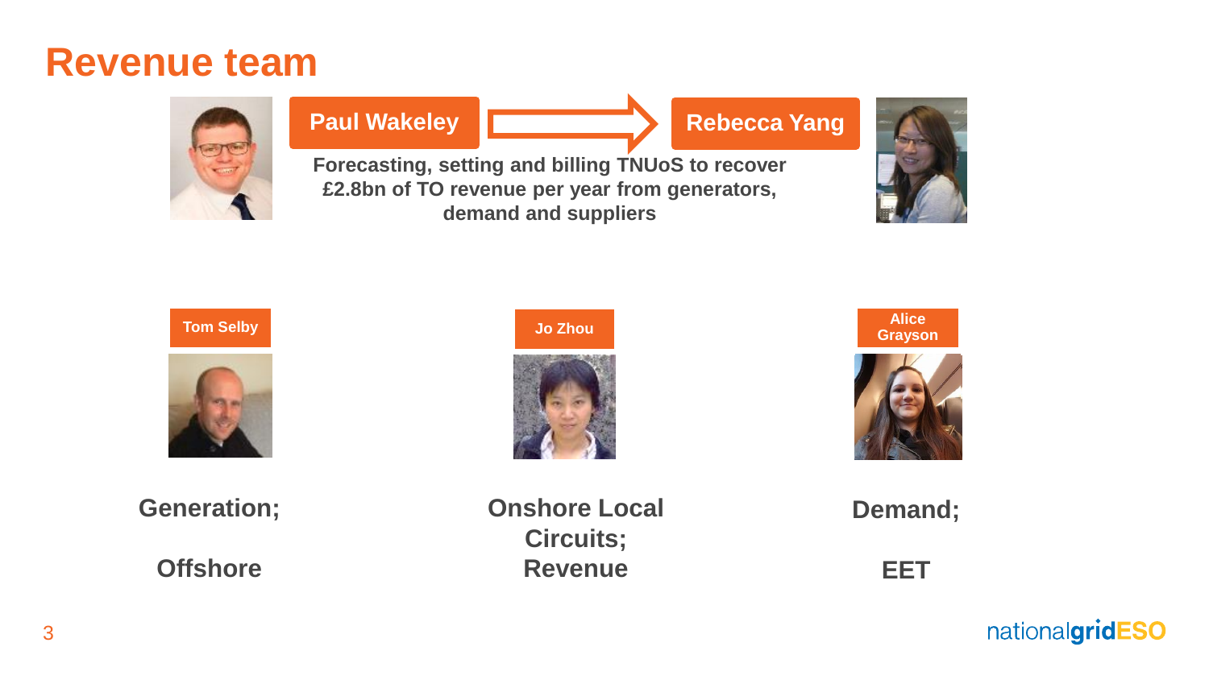# Revenue team

**Paul Wakeley** → **Rebecca Yang**

**Forecasting, setting and billing TNUoS to recover £2.8bn of TO revenue per year from generators, demand and suppliers**

**Tom Selby**

**Generation;**

**Offshore**

**Jo Zhou**

**Onshore Local Circuits;**
**Revenue**

**Alice Grayson**

**Demand;**

**EET**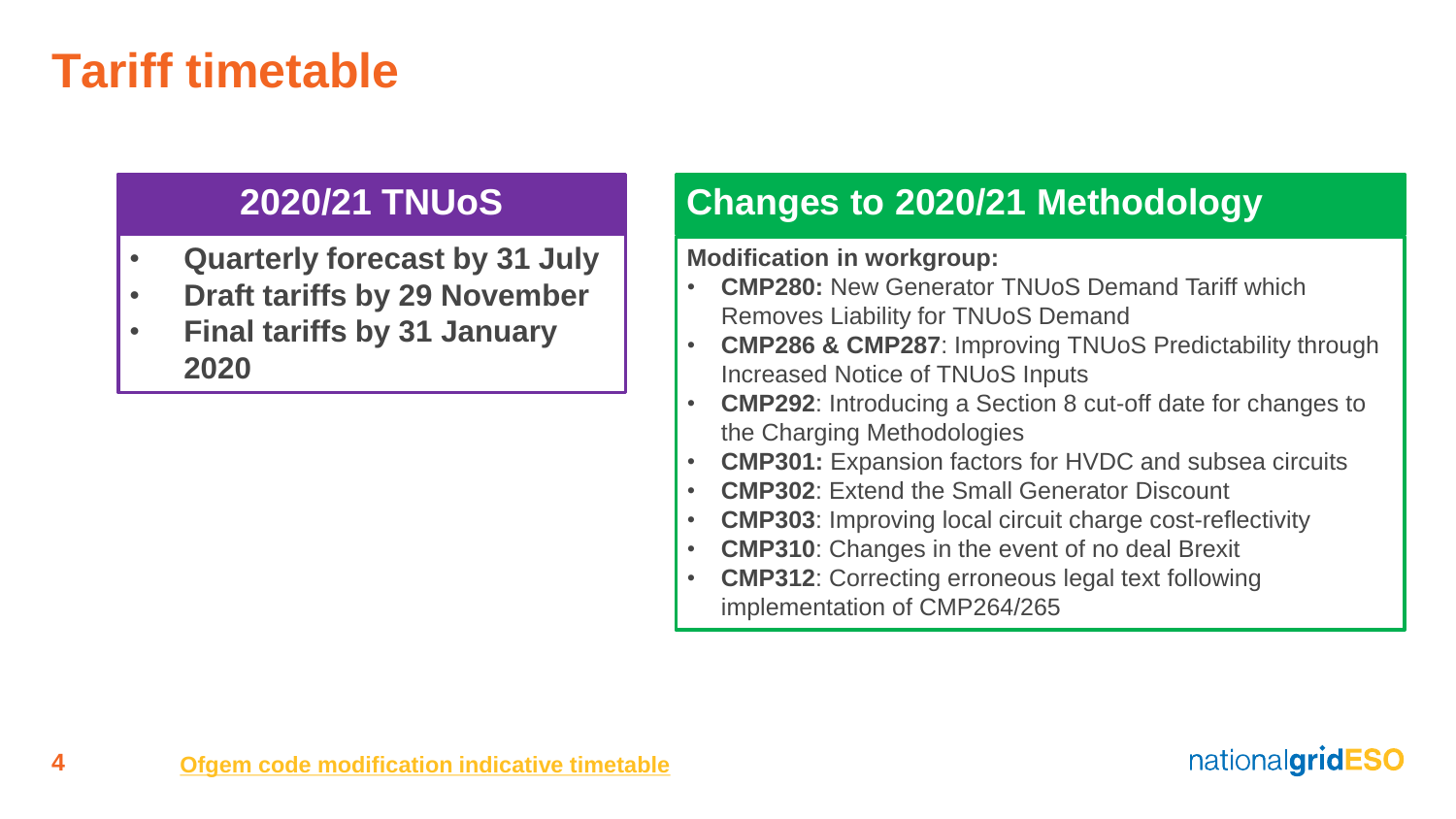# Tariff timetable

## 2020/21 TNUoS

- **Quarterly forecast by 31 July**
- **Draft tariffs by 29 November**
- **Final tariffs by 31 January 2020**

## Changes to 2020/21 Methodology

**Modification in workgroup:**

- **CMP280:** New Generator TNUoS Demand Tariff which Removes Liability for TNUoS Demand
- **CMP286 & CMP287**: Improving TNUoS Predictability through Increased Notice of TNUoS Inputs
- **CMP292**: Introducing a Section 8 cut-off date for changes to the Charging Methodologies
- **CMP301:** Expansion factors for HVDC and subsea circuits
- **CMP302**: Extend the Small Generator Discount
- **CMP303**: Improving local circuit charge cost-reflectivity
- **CMP310**: Changes in the event of no deal Brexit
- **CMP312**: Correcting erroneous legal text following implementation of CMP264/265

Ofgem code modification indicative timetable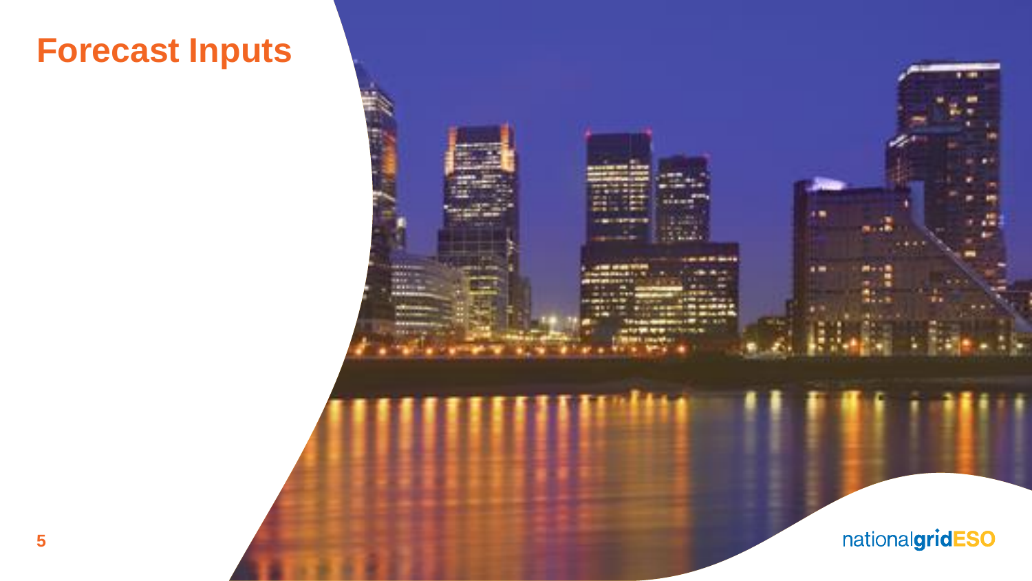# Forecast Inputs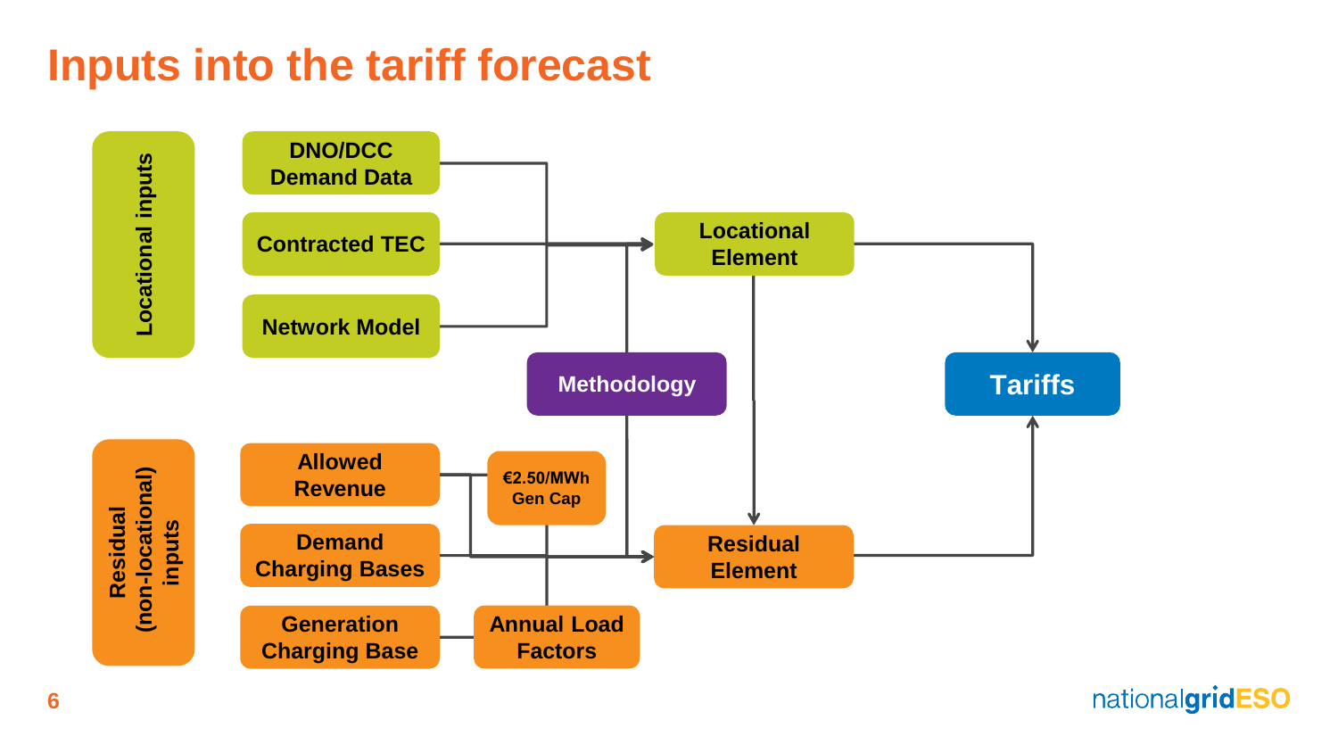# Inputs into the tariff forecast

**Locational inputs**

- DNO/DCC Demand Data
- Contracted TEC
- Network Model

**Residual (non-locational) inputs**

- Allowed Revenue
- Demand Charging Bases
- Generation Charging Base

€2.50/MWh Gen Cap

Annual Load Factors

Methodology

Locational Element

Residual Element

Tariffs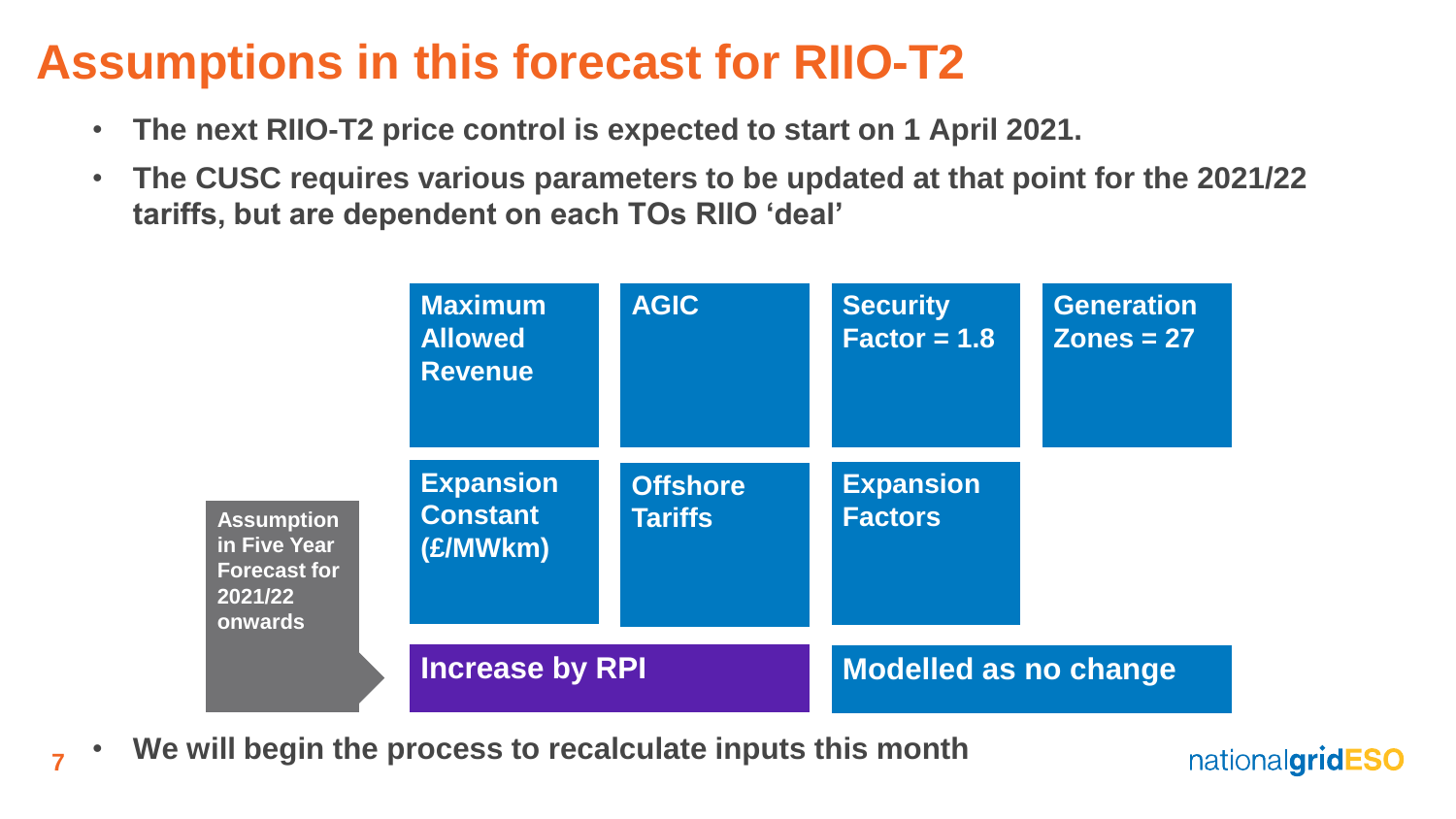# Assumptions in this forecast for RIIO-T2

- **The next RIIO-T2 price control is expected to start on 1 April 2021.**
- **The CUSC requires various parameters to be updated at that point for the 2021/22 tariffs, but are dependent on each TOs RIIO 'deal'**

**Assumption in Five Year Forecast for 2021/22 onwards**

| Maximum Allowed Revenue | AGIC | Security Factor = 1.8 | Generation Zones = 27 |
|---|---|---|---|
| Expansion Constant (£/MWkm) | Offshore Tariffs | Expansion Factors | |
| **Increase by RPI** | | **Modelled as no change** | |

- **We will begin the process to recalculate inputs this month**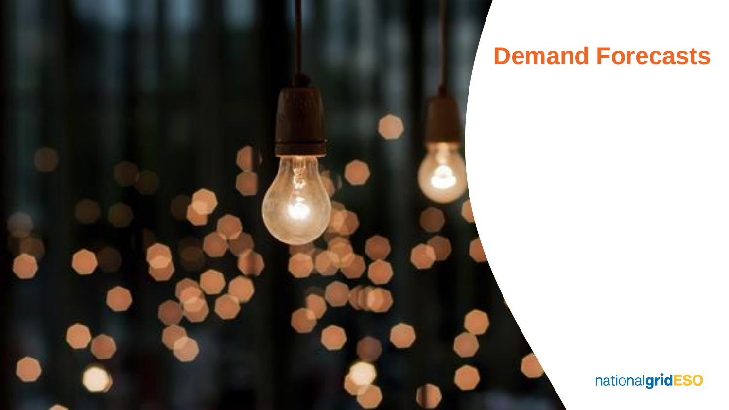# Demand Forecasts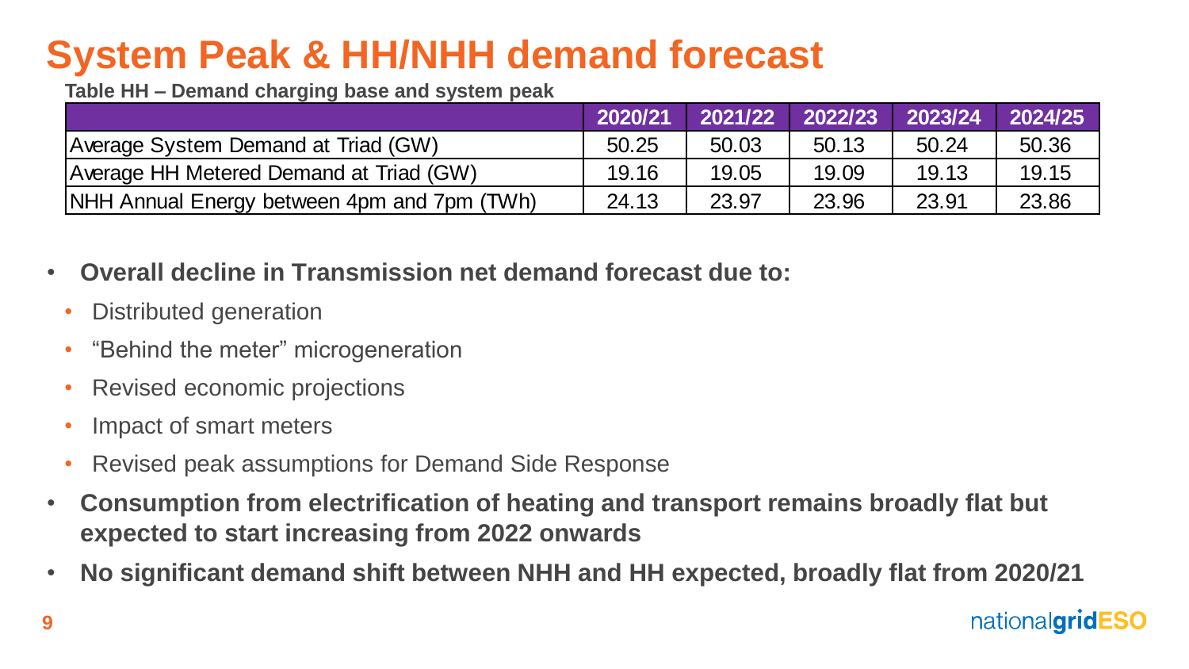# System Peak & HH/NHH demand forecast

**Table HH – Demand charging base and system peak**

| | 2020/21 | 2021/22 | 2022/23 | 2023/24 | 2024/25 |
|---|---|---|---|---|---|
| Average System Demand at Triad (GW) | 50.25 | 50.03 | 50.13 | 50.24 | 50.36 |
| Average HH Metered Demand at Triad (GW) | 19.16 | 19.05 | 19.09 | 19.13 | 19.15 |
| NHH Annual Energy between 4pm and 7pm (TWh) | 24.13 | 23.97 | 23.96 | 23.91 | 23.86 |

- **Overall decline in Transmission net demand forecast due to:**
  - Distributed generation
  - “Behind the meter” microgeneration
  - Revised economic projections
  - Impact of smart meters
  - Revised peak assumptions for Demand Side Response
- **Consumption from electrification of heating and transport remains broadly flat but expected to start increasing from 2022 onwards**
- **No significant demand shift between NHH and HH expected, broadly flat from 2020/21**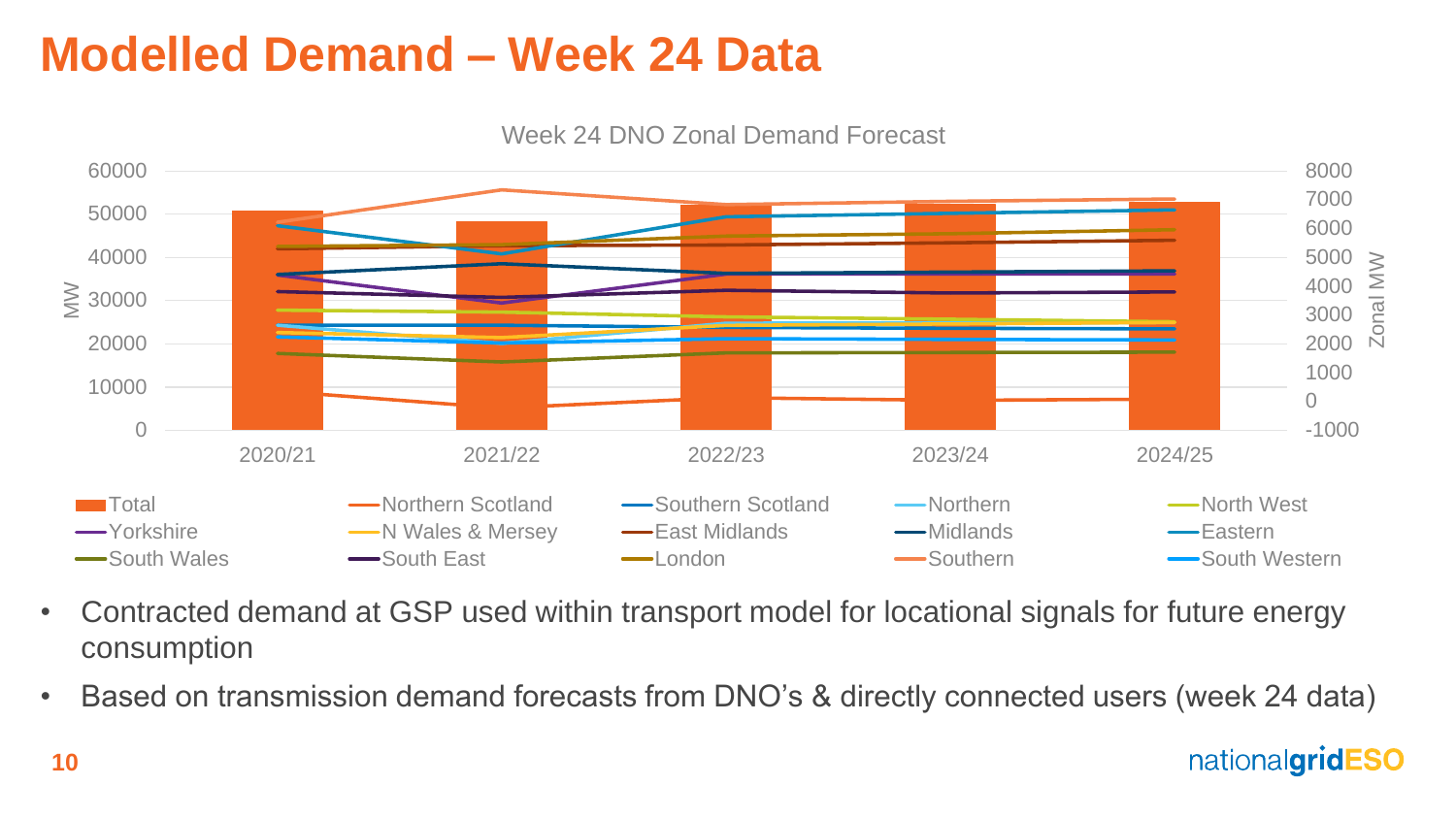# Modelled Demand – Week 24 Data

Week 24 DNO Zonal Demand Forecast

- Contracted demand at GSP used within transport model for locational signals for future energy consumption
- Based on transmission demand forecasts from DNO's & directly connected users (week 24 data)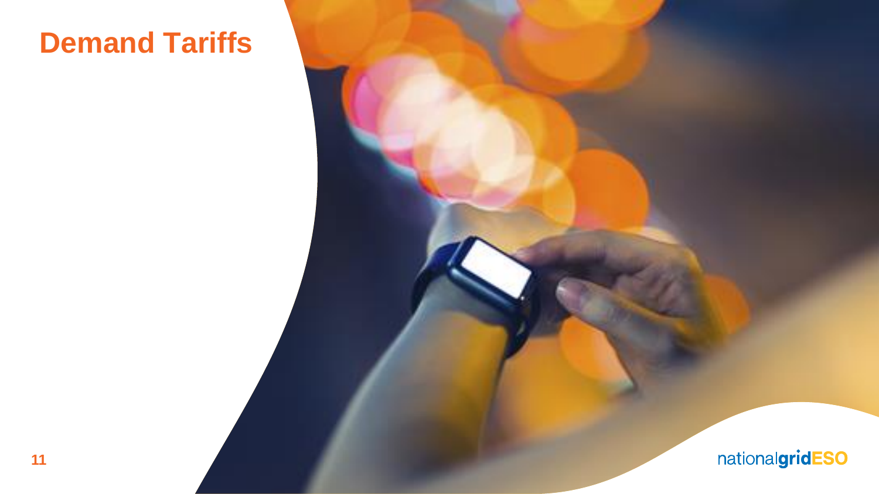# Demand Tariffs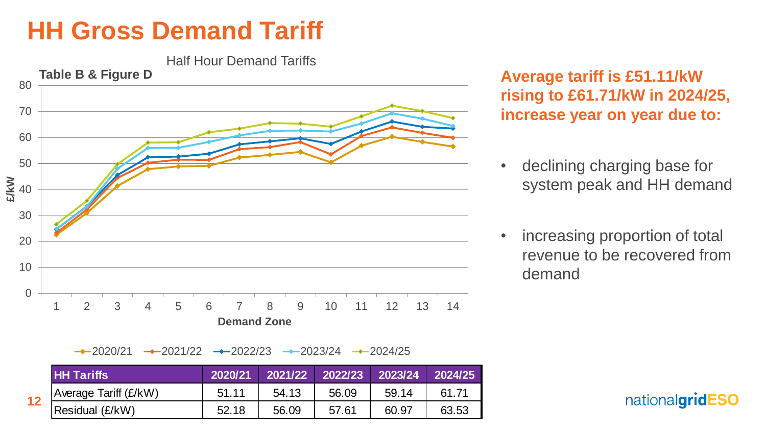# HH Gross Demand Tariff

Table B & Figure D

Half Hour Demand Tariffs

| HH Tariffs | 2020/21 | 2021/22 | 2022/23 | 2023/24 | 2024/25 |
|---|---|---|---|---|---|
| Average Tariff (£/kW) | 51.11 | 54.13 | 56.09 | 59.14 | 61.71 |
| Residual (£/kW) | 52.18 | 56.09 | 57.61 | 60.97 | 63.53 |

**Average tariff is £51.11/kW rising to £61.71/kW in 2024/25, increase year on year due to:**

- declining charging base for system peak and HH demand
- increasing proportion of total revenue to be recovered from demand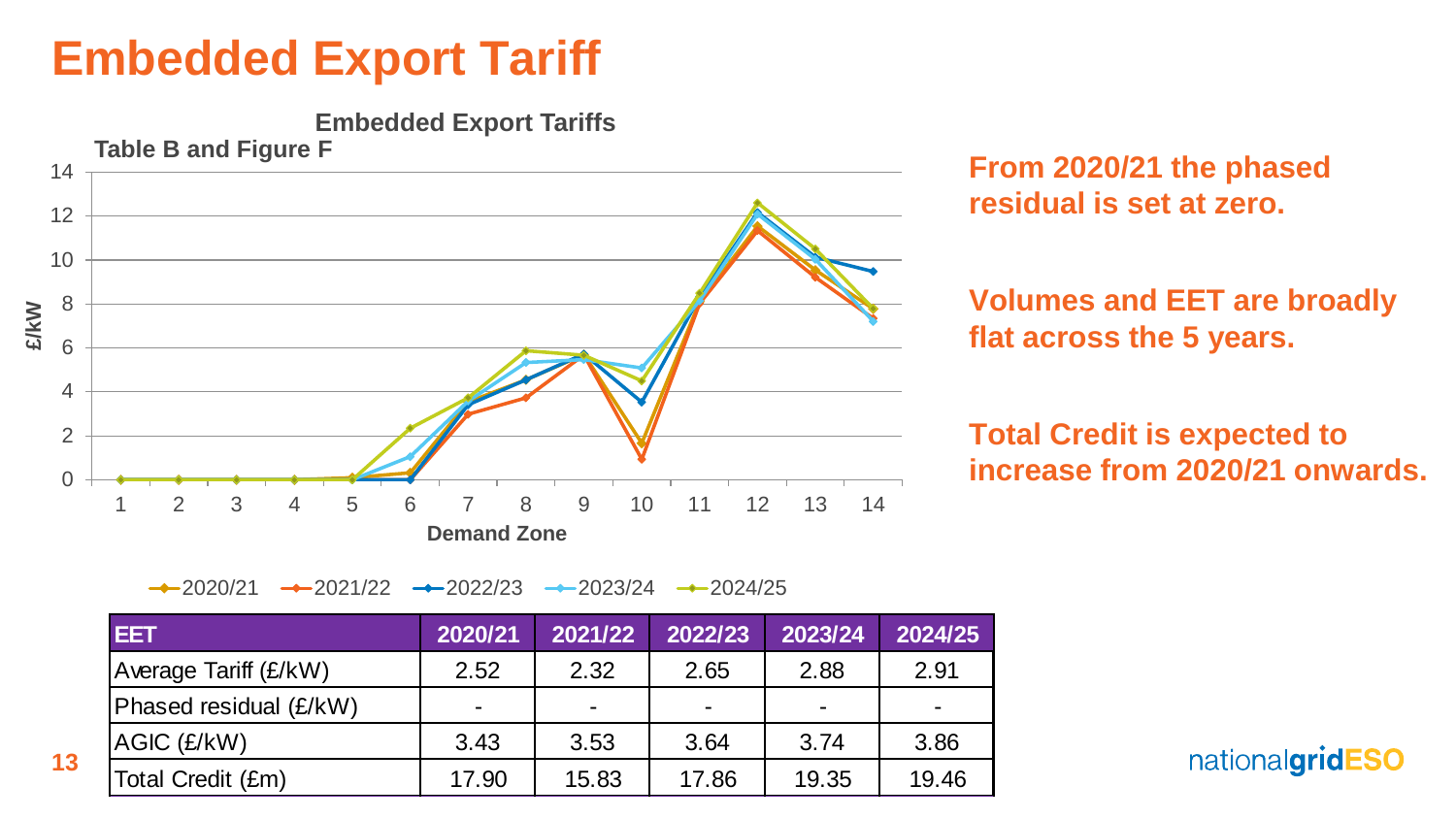# Embedded Export Tariff

Embedded Export Tariffs

Table B and Figure F

From 2020/21 the phased residual is set at zero.

Volumes and EET are broadly flat across the 5 years.

Total Credit is expected to increase from 2020/21 onwards.

| EET | 2020/21 | 2021/22 | 2022/23 | 2023/24 | 2024/25 |
|---|---|---|---|---|---|
| Average Tariff (£/kW) | 2.52 | 2.32 | 2.65 | 2.88 | 2.91 |
| Phased residual (£/kW) | - | - | - | - | - |
| AGIC (£/kW) | 3.43 | 3.53 | 3.64 | 3.74 | 3.86 |
| Total Credit (£m) | 17.90 | 15.83 | 17.86 | 19.35 | 19.46 |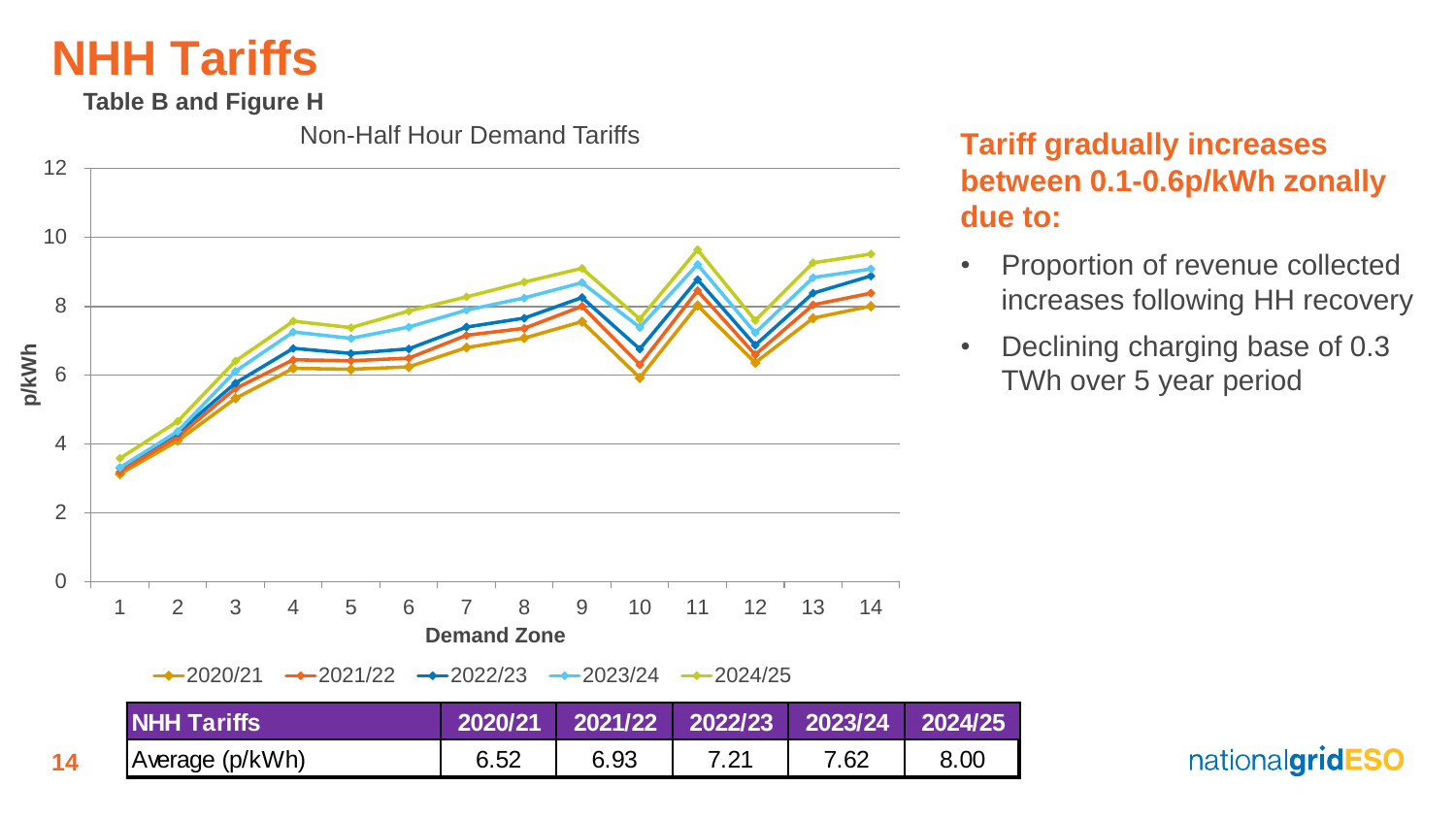# NHH Tariffs

**Table B and Figure H**

Non-Half Hour Demand Tariffs

| NHH Tariffs | 2020/21 | 2021/22 | 2022/23 | 2023/24 | 2024/25 |
|---|---|---|---|---|---|
| Average (p/kWh) | 6.52 | 6.93 | 7.21 | 7.62 | 8.00 |

**Tariff gradually increases between 0.1-0.6p/kWh zonally due to:**

- Proportion of revenue collected increases following HH recovery
- Declining charging base of 0.3 TWh over 5 year period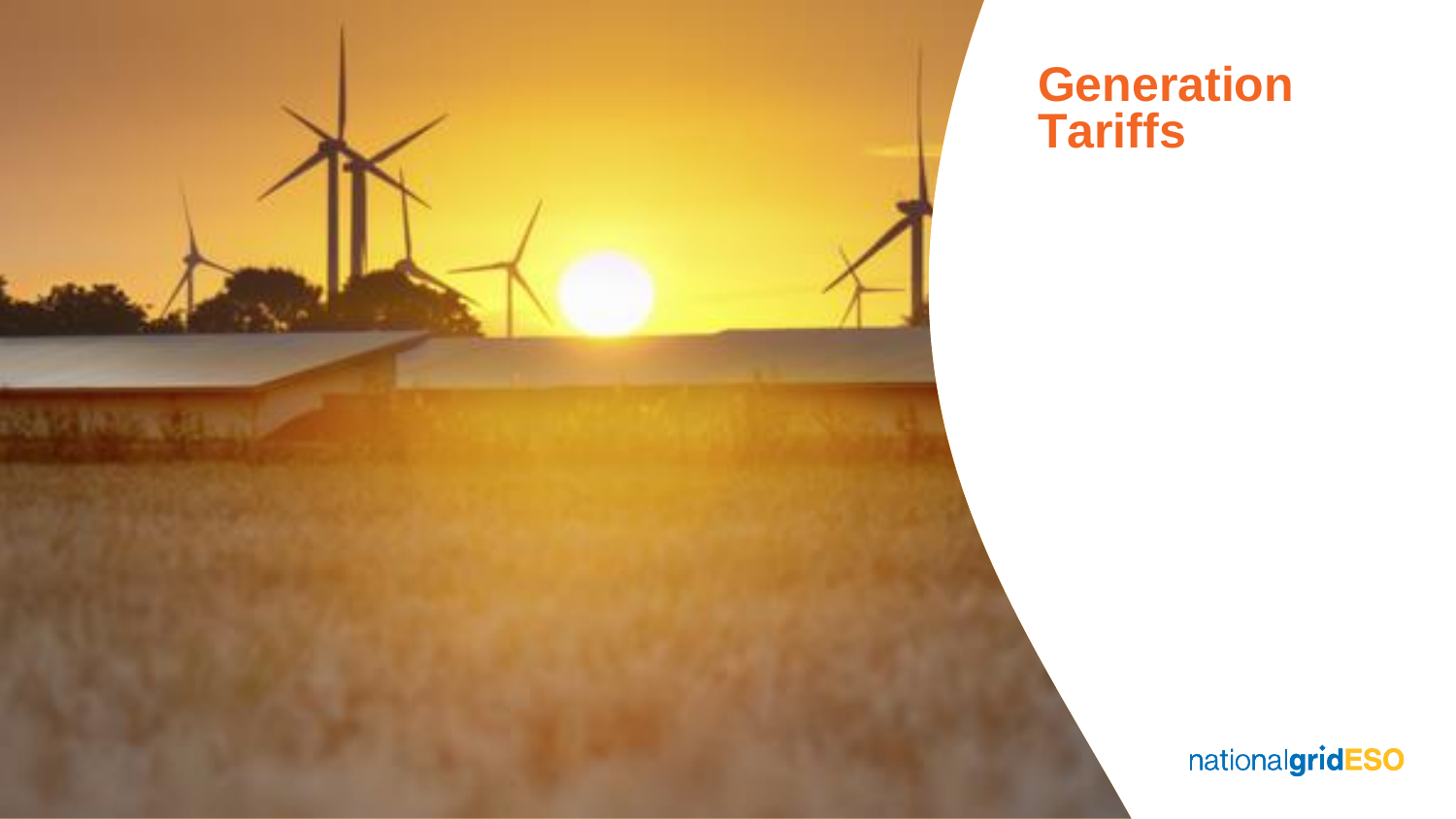# Generation Tariffs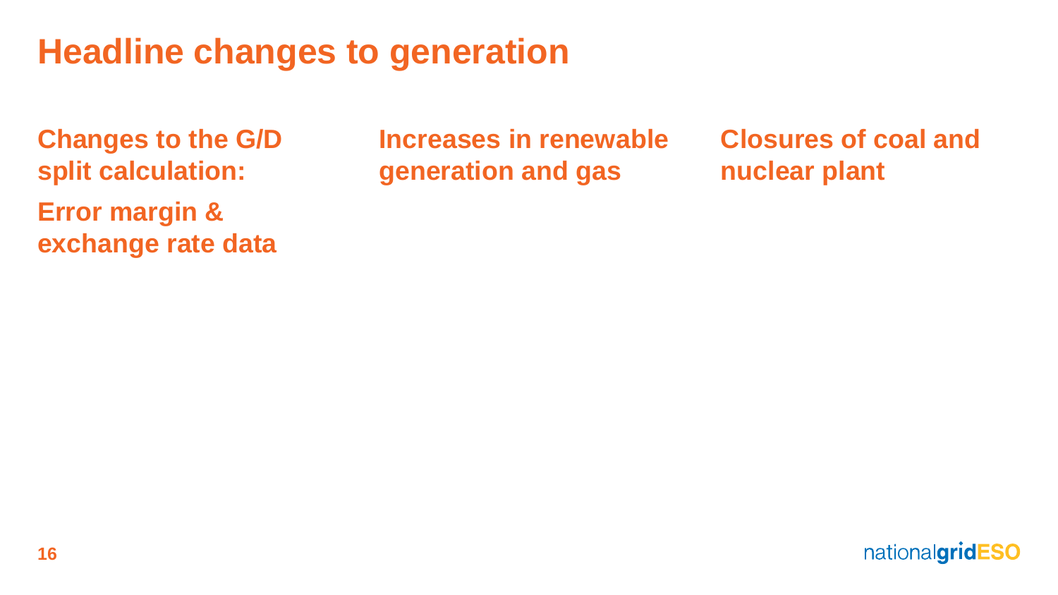# Headline changes to generation

**Changes to the G/D split calculation:**

**Error margin & exchange rate data**

**Increases in renewable generation and gas**

**Closures of coal and nuclear plant**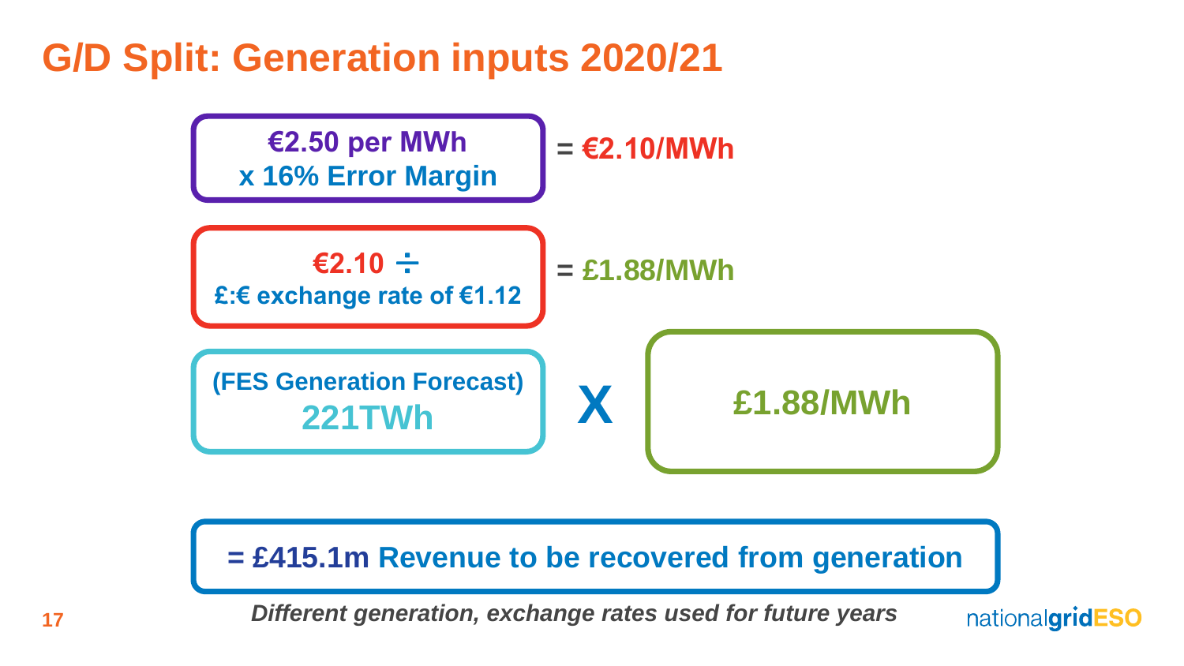# G/D Split: Generation inputs 2020/21

**€2.50 per MWh**
**x 16% Error Margin**
**= €2.10/MWh**

**€2.10 ÷**
**£:€ exchange rate of €1.12**
**= £1.88/MWh**

**(FES Generation Forecast)**
**221TWh**
**X**
**£1.88/MWh**

**= £415.1m Revenue to be recovered from generation**

***Different generation, exchange rates used for future years***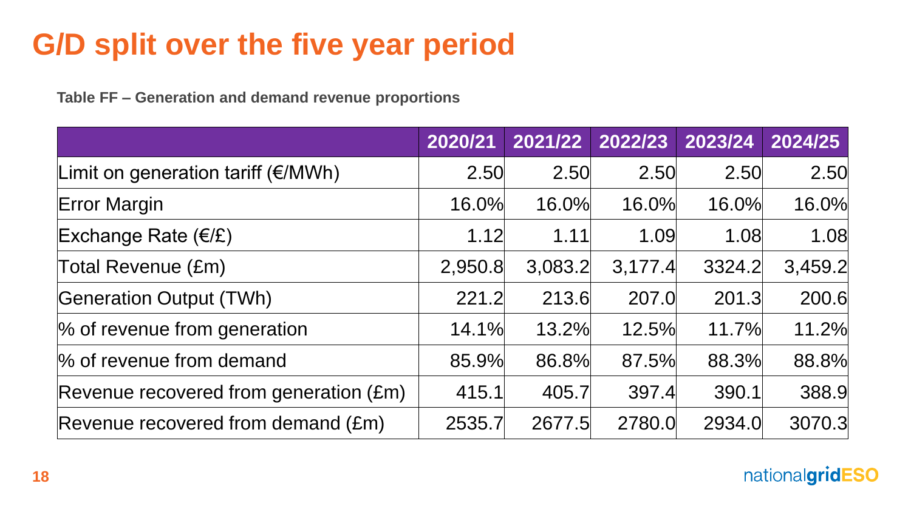# G/D split over the five year period

**Table FF – Generation and demand revenue proportions**

| | 2020/21 | 2021/22 | 2022/23 | 2023/24 | 2024/25 |
|---|---|---|---|---|---|
| Limit on generation tariff (€/MWh) | 2.50 | 2.50 | 2.50 | 2.50 | 2.50 |
| Error Margin | 16.0% | 16.0% | 16.0% | 16.0% | 16.0% |
| Exchange Rate (€/£) | 1.12 | 1.11 | 1.09 | 1.08 | 1.08 |
| Total Revenue (£m) | 2,950.8 | 3,083.2 | 3,177.4 | 3324.2 | 3,459.2 |
| Generation Output (TWh) | 221.2 | 213.6 | 207.0 | 201.3 | 200.6 |
| % of revenue from generation | 14.1% | 13.2% | 12.5% | 11.7% | 11.2% |
| % of revenue from demand | 85.9% | 86.8% | 87.5% | 88.3% | 88.8% |
| Revenue recovered from generation (£m) | 415.1 | 405.7 | 397.4 | 390.1 | 388.9 |
| Revenue recovered from demand (£m) | 2535.7 | 2677.5 | 2780.0 | 2934.0 | 3070.3 |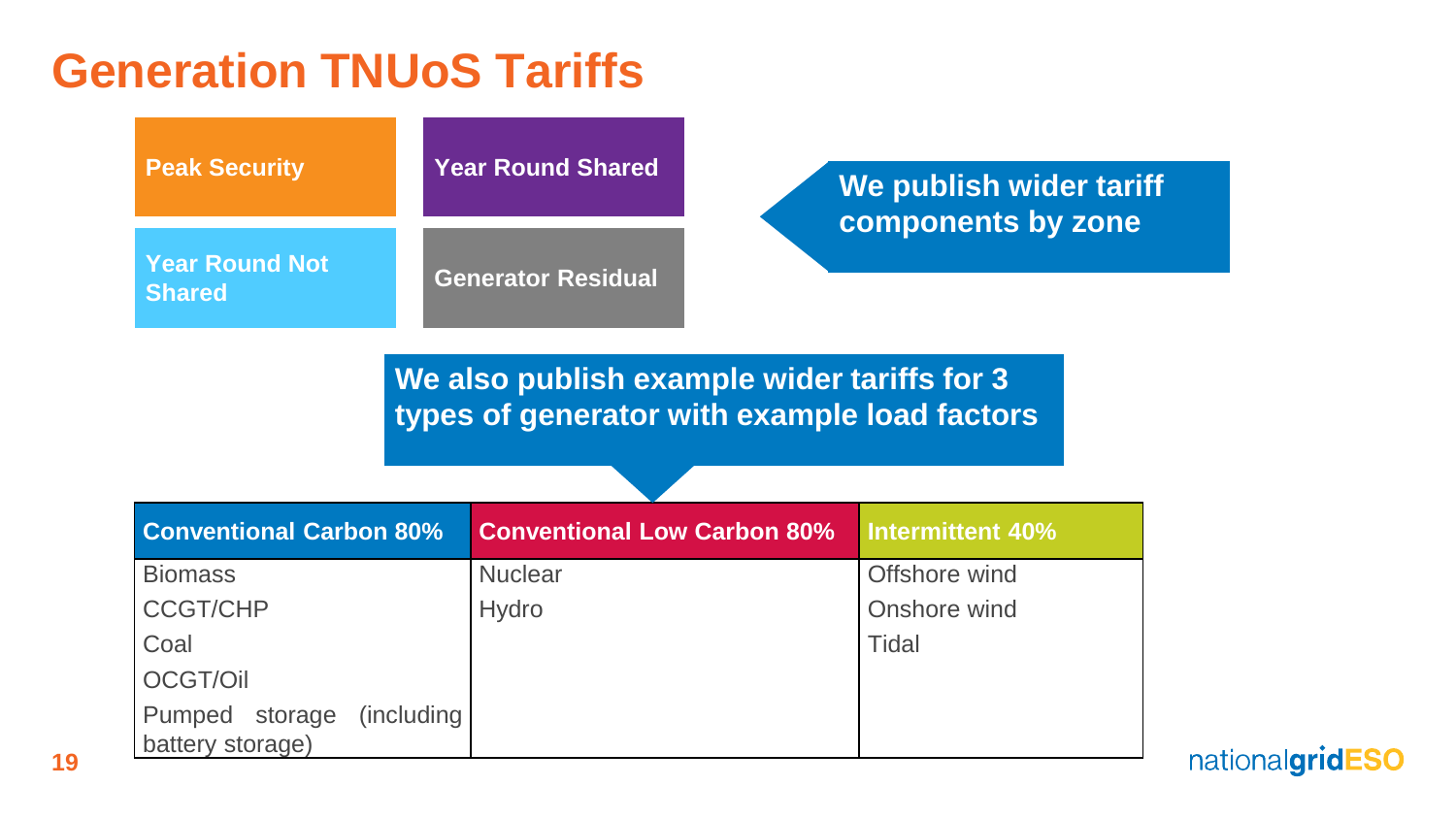# Generation TNUoS Tariffs

- Peak Security
- Year Round Shared
- Year Round Not Shared
- Generator Residual

**We publish wider tariff components by zone**

**We also publish example wider tariffs for 3 types of generator with example load factors**

| Conventional Carbon 80% | Conventional Low Carbon 80% | Intermittent 40% |
|---|---|---|
| Biomass | Nuclear | Offshore wind |
| CCGT/CHP | Hydro | Onshore wind |
| Coal | | Tidal |
| OCGT/Oil | | |
| Pumped storage (including battery storage) | | |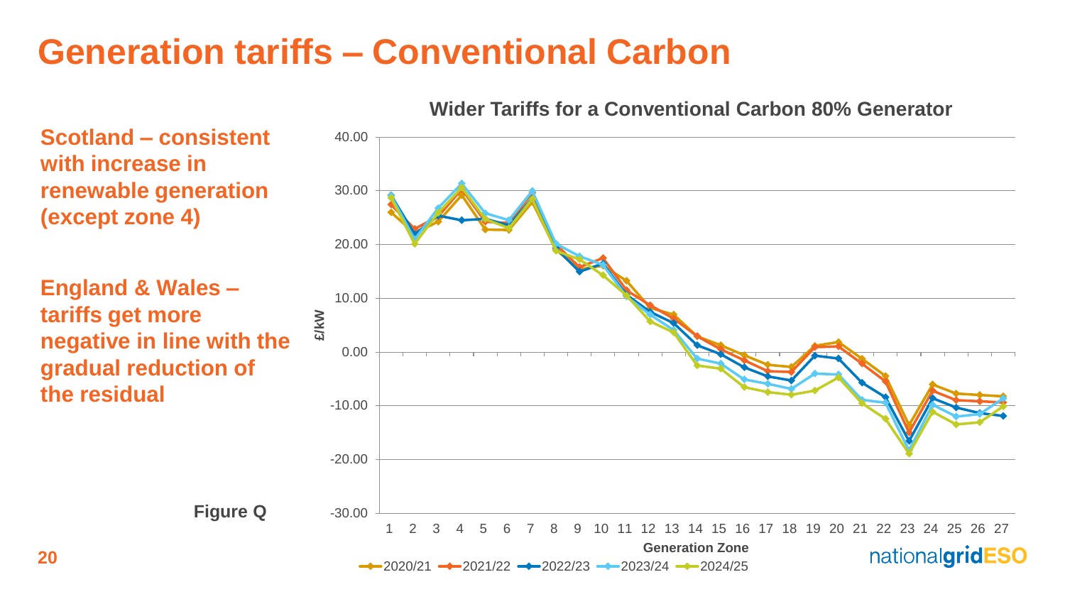# Generation tariffs – Conventional Carbon

**Scotland – consistent with increase in renewable generation (except zone 4)**

**England & Wales – tariffs get more negative in line with the gradual reduction of the residual**

**Wider Tariffs for a Conventional Carbon 80% Generator**

**Figure Q**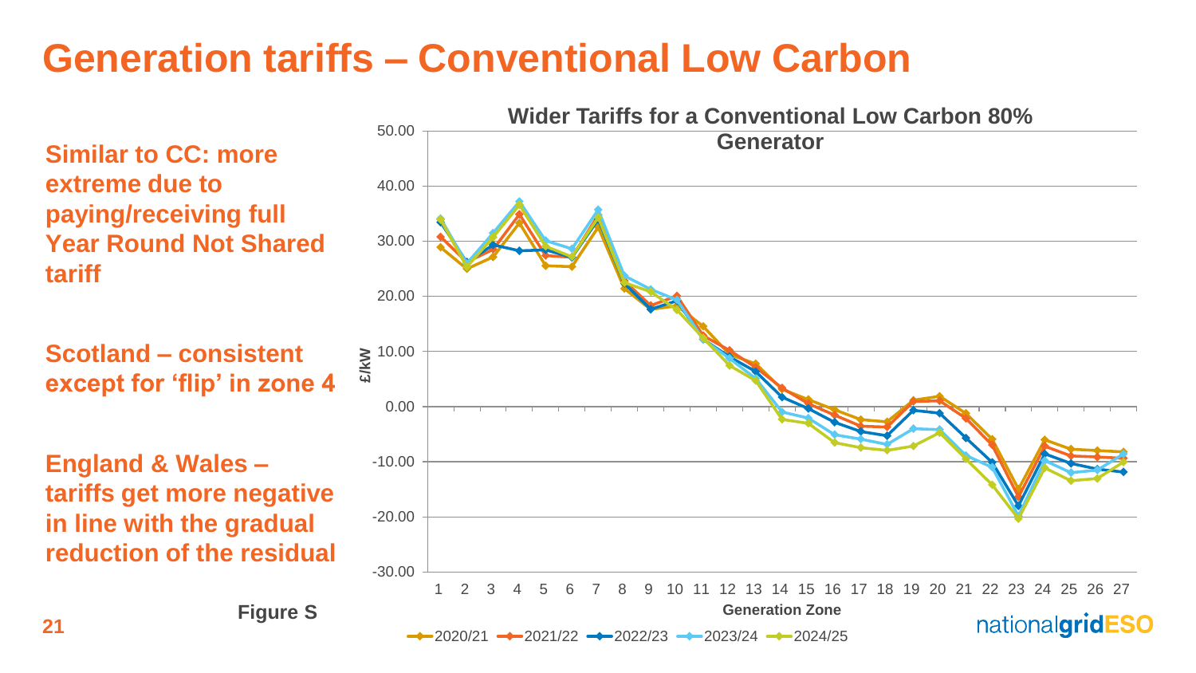# Generation tariffs – Conventional Low Carbon

**Similar to CC: more extreme due to paying/receiving full Year Round Not Shared tariff**

**Scotland – consistent except for 'flip' in zone 4**

**England & Wales – tariffs get more negative in line with the gradual reduction of the residual**

**Wider Tariffs for a Conventional Low Carbon 80% Generator**

Figure S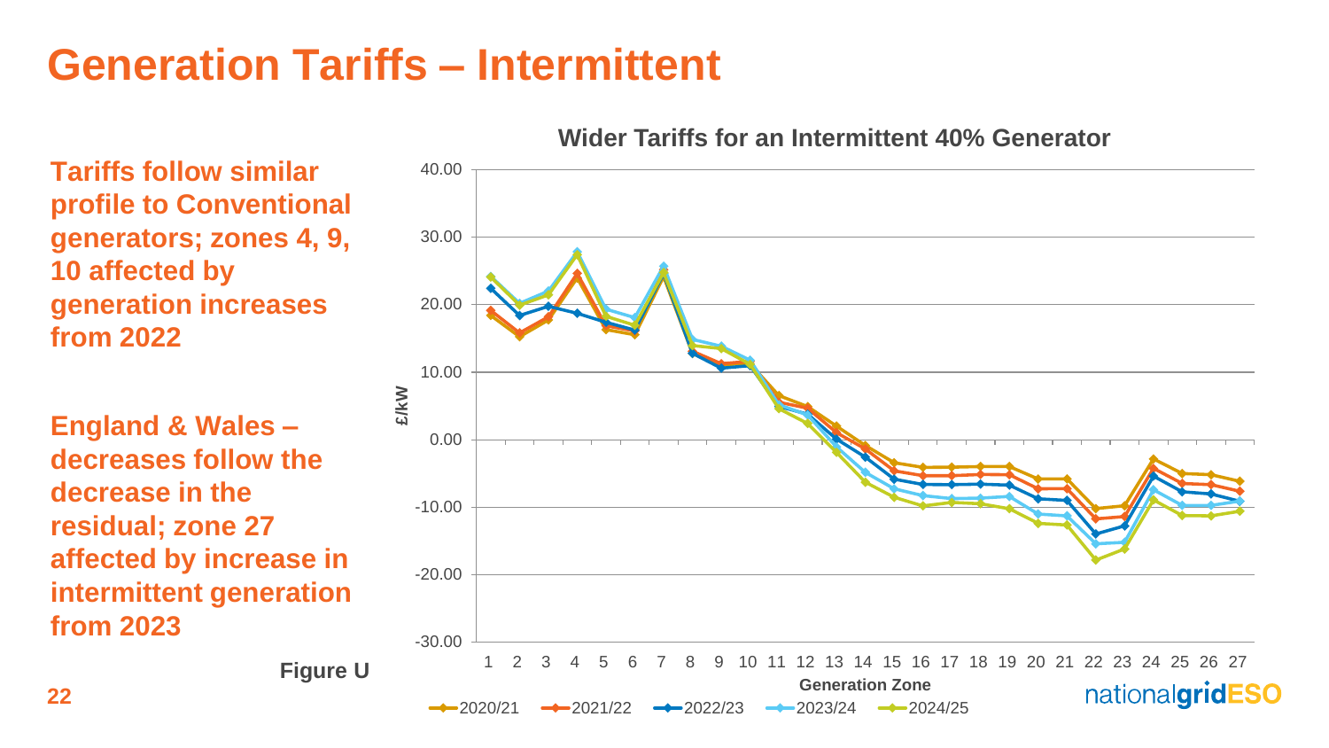# Generation Tariffs – Intermittent

**Tariffs follow similar profile to Conventional generators; zones 4, 9, 10 affected by generation increases from 2022**

**England & Wales – decreases follow the decrease in the residual; zone 27 affected by increase in intermittent generation from 2023**

**Wider Tariffs for an Intermittent 40% Generator**

Y-axis: £/kW (from -30.00 to 40.00)

X-axis: Generation Zone (1 to 27)

Legend: 2020/21, 2021/22, 2022/23, 2023/24, 2024/25

**Figure U**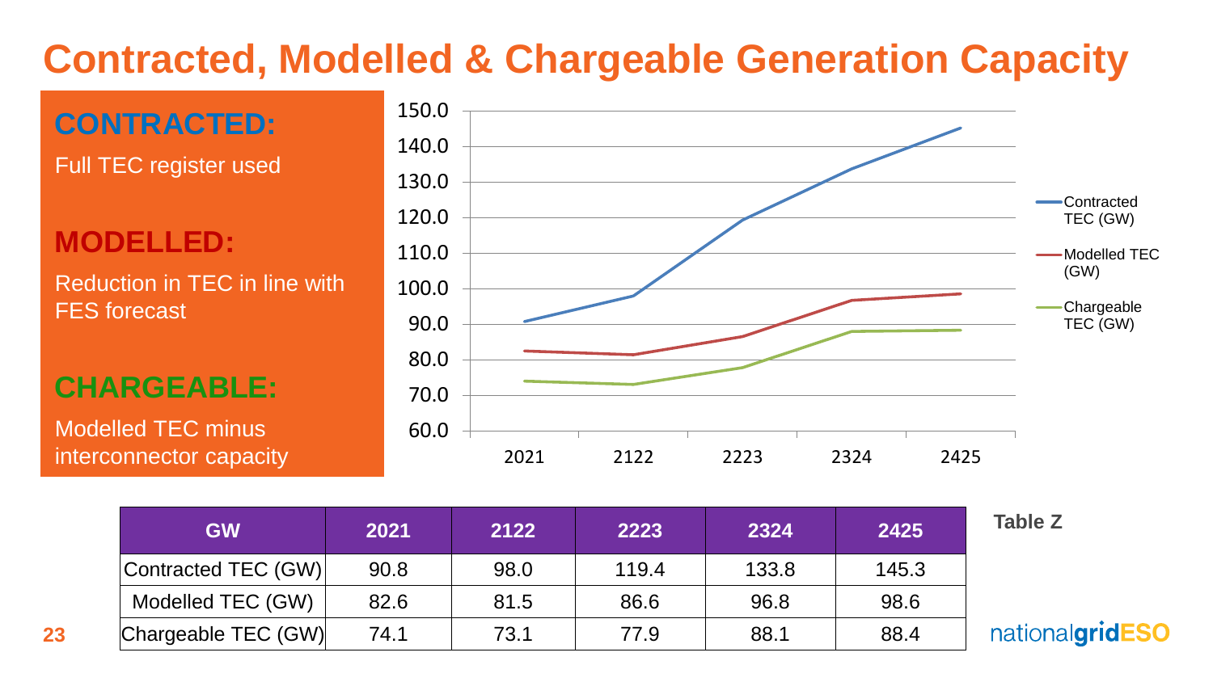# Contracted, Modelled & Chargeable Generation Capacity

**CONTRACTED:**

Full TEC register used

**MODELLED:**

Reduction in TEC in line with FES forecast

**CHARGEABLE:**

Modelled TEC minus interconnector capacity

| GW | 2021 | 2122 | 2223 | 2324 | 2425 |
|---|---|---|---|---|---|
| Contracted TEC (GW) | 90.8 | 98.0 | 119.4 | 133.8 | 145.3 |
| Modelled TEC (GW) | 82.6 | 81.5 | 86.6 | 96.8 | 98.6 |
| Chargeable TEC (GW) | 74.1 | 73.1 | 77.9 | 88.1 | 88.4 |

**Table Z**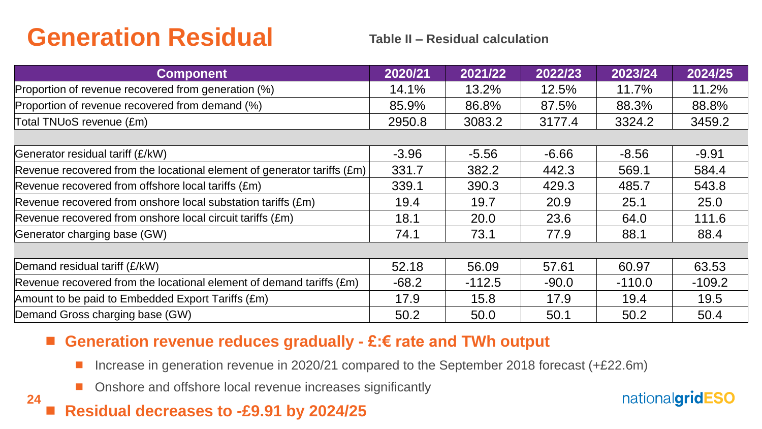# Generation Residual

**Table II – Residual calculation**

| Component | 2020/21 | 2021/22 | 2022/23 | 2023/24 | 2024/25 |
|---|---|---|---|---|---|
| Proportion of revenue recovered from generation (%) | 14.1% | 13.2% | 12.5% | 11.7% | 11.2% |
| Proportion of revenue recovered from demand (%) | 85.9% | 86.8% | 87.5% | 88.3% | 88.8% |
| Total TNUoS revenue (£m) | 2950.8 | 3083.2 | 3177.4 | 3324.2 | 3459.2 |
| | | | | | |
| Generator residual tariff (£/kW) | -3.96 | -5.56 | -6.66 | -8.56 | -9.91 |
| Revenue recovered from the locational element of generator tariffs (£m) | 331.7 | 382.2 | 442.3 | 569.1 | 584.4 |
| Revenue recovered from offshore local tariffs (£m) | 339.1 | 390.3 | 429.3 | 485.7 | 543.8 |
| Revenue recovered from onshore local substation tariffs (£m) | 19.4 | 19.7 | 20.9 | 25.1 | 25.0 |
| Revenue recovered from onshore local circuit tariffs (£m) | 18.1 | 20.0 | 23.6 | 64.0 | 111.6 |
| Generator charging base (GW) | 74.1 | 73.1 | 77.9 | 88.1 | 88.4 |
| | | | | | |
| Demand residual tariff (£/kW) | 52.18 | 56.09 | 57.61 | 60.97 | 63.53 |
| Revenue recovered from the locational element of demand tariffs (£m) | -68.2 | -112.5 | -90.0 | -110.0 | -109.2 |
| Amount to be paid to Embedded Export Tariffs (£m) | 17.9 | 15.8 | 17.9 | 19.4 | 19.5 |
| Demand Gross charging base (GW) | 50.2 | 50.0 | 50.1 | 50.2 | 50.4 |

- **Generation revenue reduces gradually - £:€ rate and TWh output**
  - Increase in generation revenue in 2020/21 compared to the September 2018 forecast (+£22.6m)
  - Onshore and offshore local revenue increases significantly
- **Residual decreases to -£9.91 by 2024/25**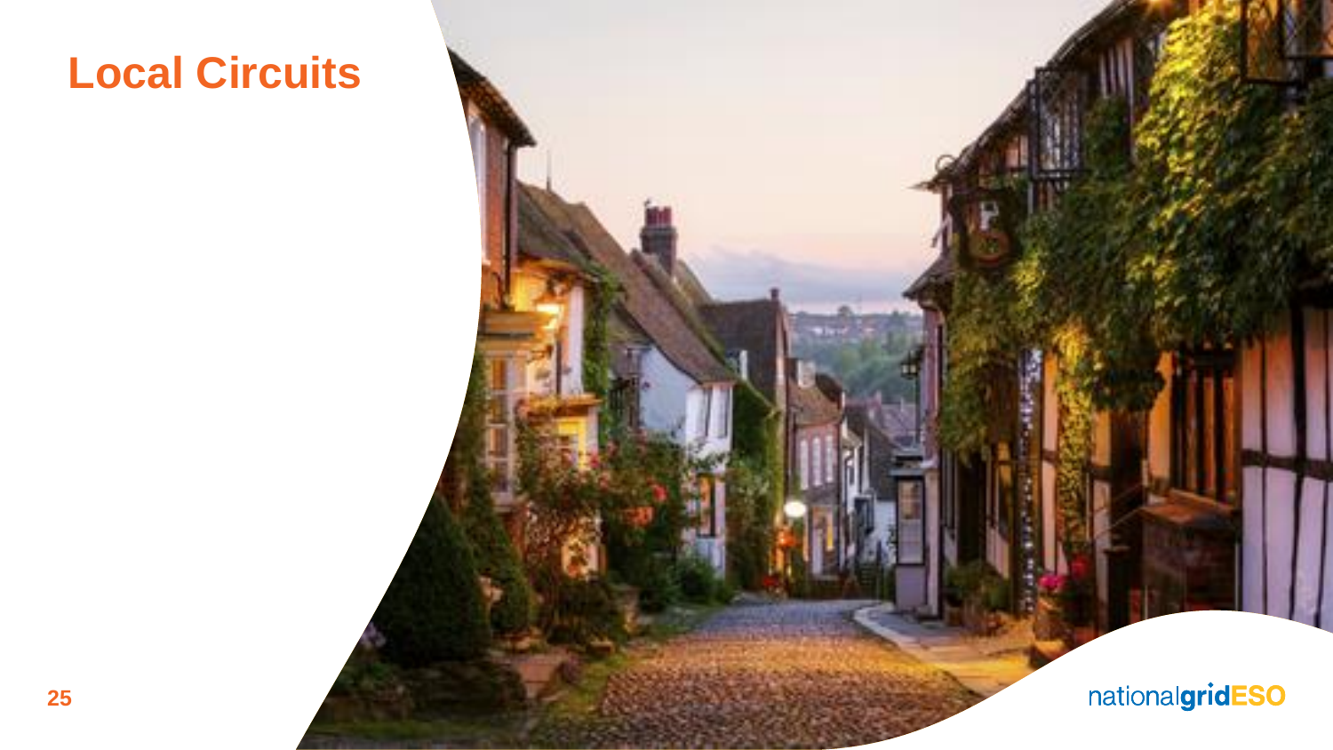# Local Circuits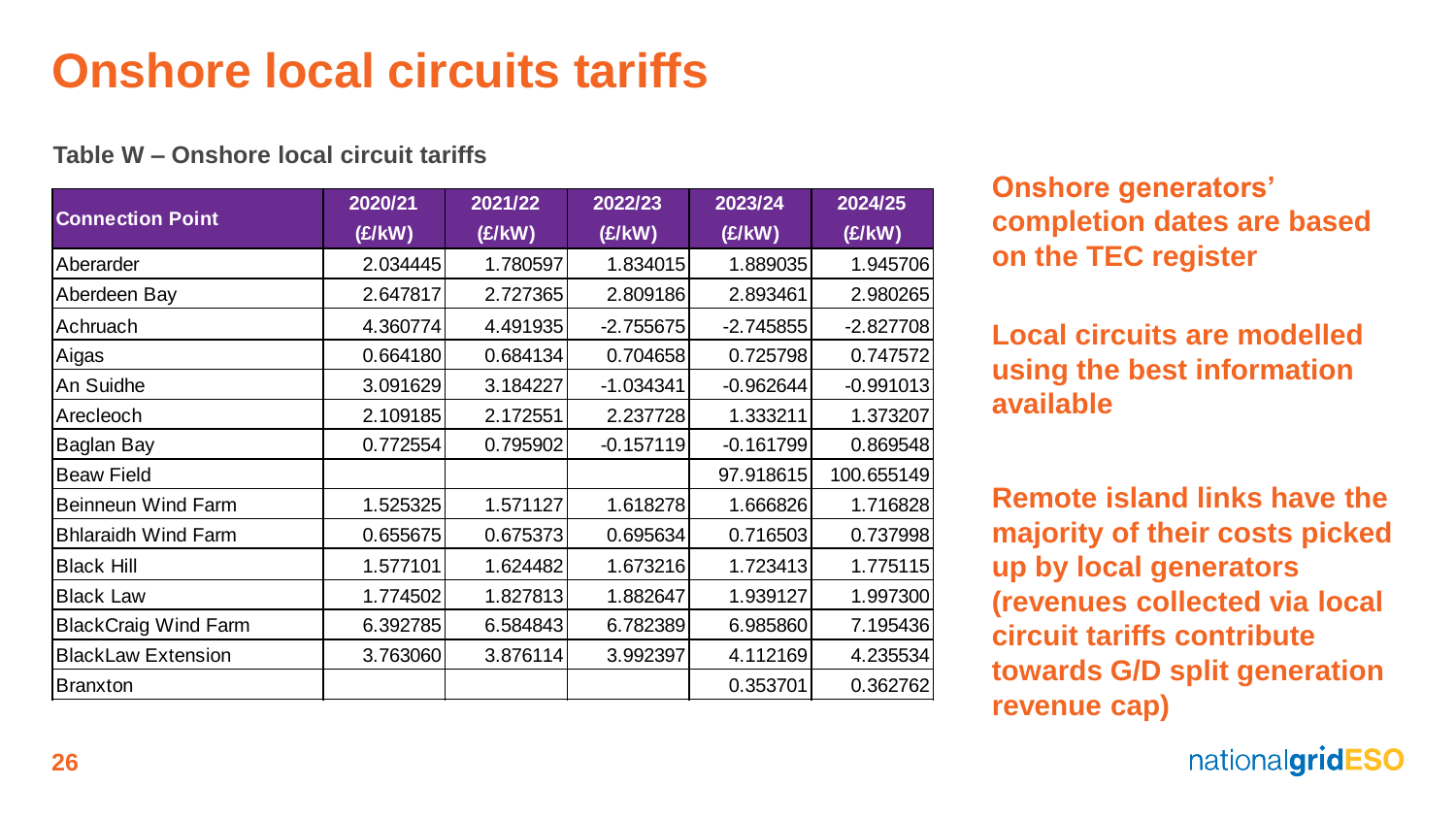# Onshore local circuits tariffs

**Table W – Onshore local circuit tariffs**

| Connection Point | 2020/21 (£/kW) | 2021/22 (£/kW) | 2022/23 (£/kW) | 2023/24 (£/kW) | 2024/25 (£/kW) |
|---|---|---|---|---|---|
| Aberarder | 2.034445 | 1.780597 | 1.834015 | 1.889035 | 1.945706 |
| Aberdeen Bay | 2.647817 | 2.727365 | 2.809186 | 2.893461 | 2.980265 |
| Achruach | 4.360774 | 4.491935 | -2.755675 | -2.745855 | -2.827708 |
| Aigas | 0.664180 | 0.684134 | 0.704658 | 0.725798 | 0.747572 |
| An Suidhe | 3.091629 | 3.184227 | -1.034341 | -0.962644 | -0.991013 |
| Arecleoch | 2.109185 | 2.172551 | 2.237728 | 1.333211 | 1.373207 |
| Baglan Bay | 0.772554 | 0.795902 | -0.157119 | -0.161799 | 0.869548 |
| Beaw Field | | | | 97.918615 | 100.655149 |
| Beinneun Wind Farm | 1.525325 | 1.571127 | 1.618278 | 1.666826 | 1.716828 |
| Bhlaraidh Wind Farm | 0.655675 | 0.675373 | 0.695634 | 0.716503 | 0.737998 |
| Black Hill | 1.577101 | 1.624482 | 1.673216 | 1.723413 | 1.775115 |
| Black Law | 1.774502 | 1.827813 | 1.882647 | 1.939127 | 1.997300 |
| BlackCraig Wind Farm | 6.392785 | 6.584843 | 6.782389 | 6.985860 | 7.195436 |
| BlackLaw Extension | 3.763060 | 3.876114 | 3.992397 | 4.112169 | 4.235534 |
| Branxton | | | | 0.353701 | 0.362762 |

**Onshore generators' completion dates are based on the TEC register**

**Local circuits are modelled using the best information available**

**Remote island links have the majority of their costs picked up by local generators (revenues collected via local circuit tariffs contribute towards G/D split generation revenue cap)**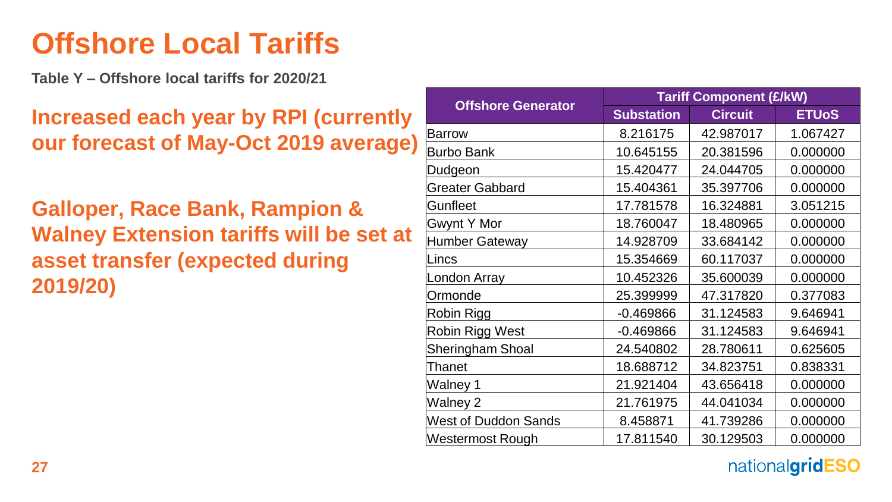# Offshore Local Tariffs

**Table Y – Offshore local tariffs for 2020/21**

**Increased each year by RPI (currently our forecast of May-Oct 2019 average)**

**Galloper, Race Bank, Rampion & Walney Extension tariffs will be set at asset transfer (expected during 2019/20)**

| Offshore Generator | Tariff Component (£/kW) | | |
|---|---|---|---|
| | Substation | Circuit | ETUoS |
| Barrow | 8.216175 | 42.987017 | 1.067427 |
| Burbo Bank | 10.645155 | 20.381596 | 0.000000 |
| Dudgeon | 15.420477 | 24.044705 | 0.000000 |
| Greater Gabbard | 15.404361 | 35.397706 | 0.000000 |
| Gunfleet | 17.781578 | 16.324881 | 3.051215 |
| Gwynt Y Mor | 18.760047 | 18.480965 | 0.000000 |
| Humber Gateway | 14.928709 | 33.684142 | 0.000000 |
| Lincs | 15.354669 | 60.117037 | 0.000000 |
| London Array | 10.452326 | 35.600039 | 0.000000 |
| Ormonde | 25.399999 | 47.317820 | 0.377083 |
| Robin Rigg | -0.469866 | 31.124583 | 9.646941 |
| Robin Rigg West | -0.469866 | 31.124583 | 9.646941 |
| Sheringham Shoal | 24.540802 | 28.780611 | 0.625605 |
| Thanet | 18.688712 | 34.823751 | 0.838331 |
| Walney 1 | 21.921404 | 43.656418 | 0.000000 |
| Walney 2 | 21.761975 | 44.041034 | 0.000000 |
| West of Duddon Sands | 8.458871 | 41.739286 | 0.000000 |
| Westermost Rough | 17.811540 | 30.129503 | 0.000000 |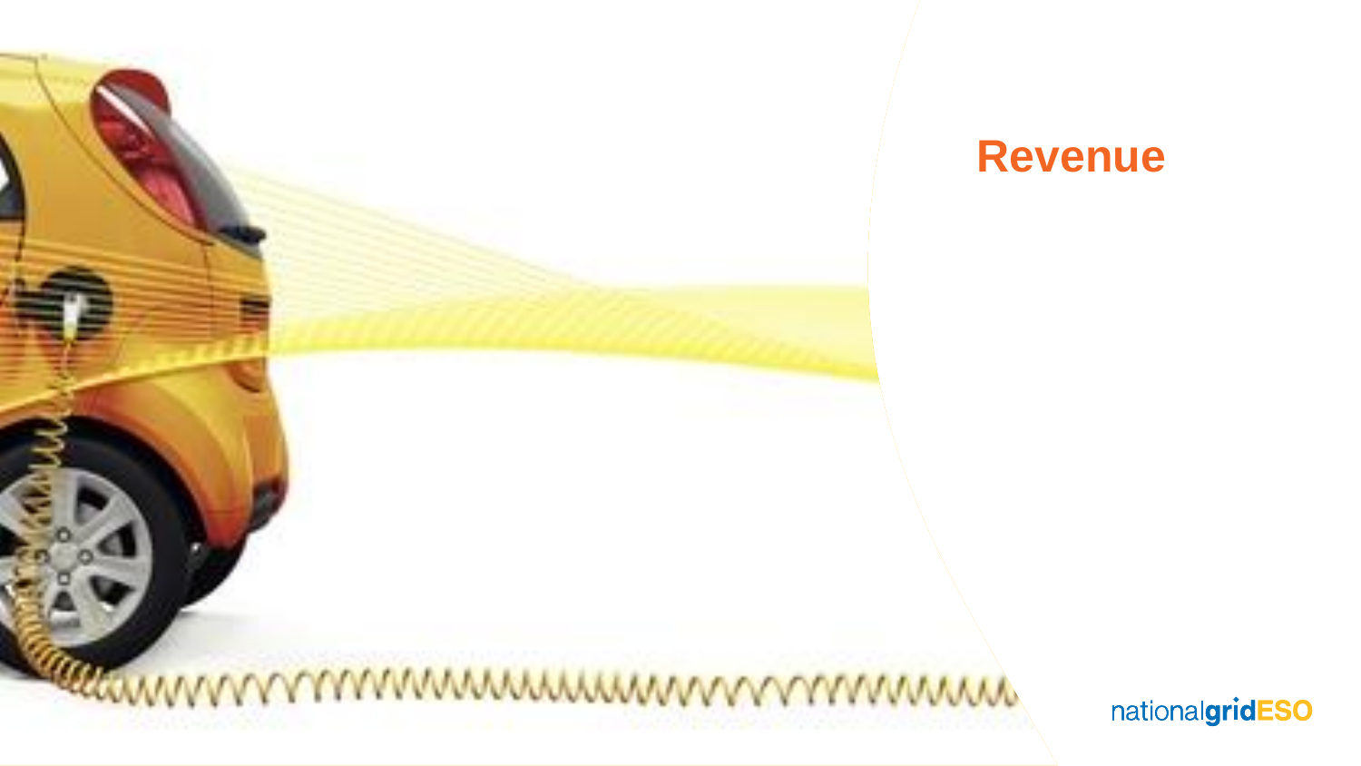# Revenue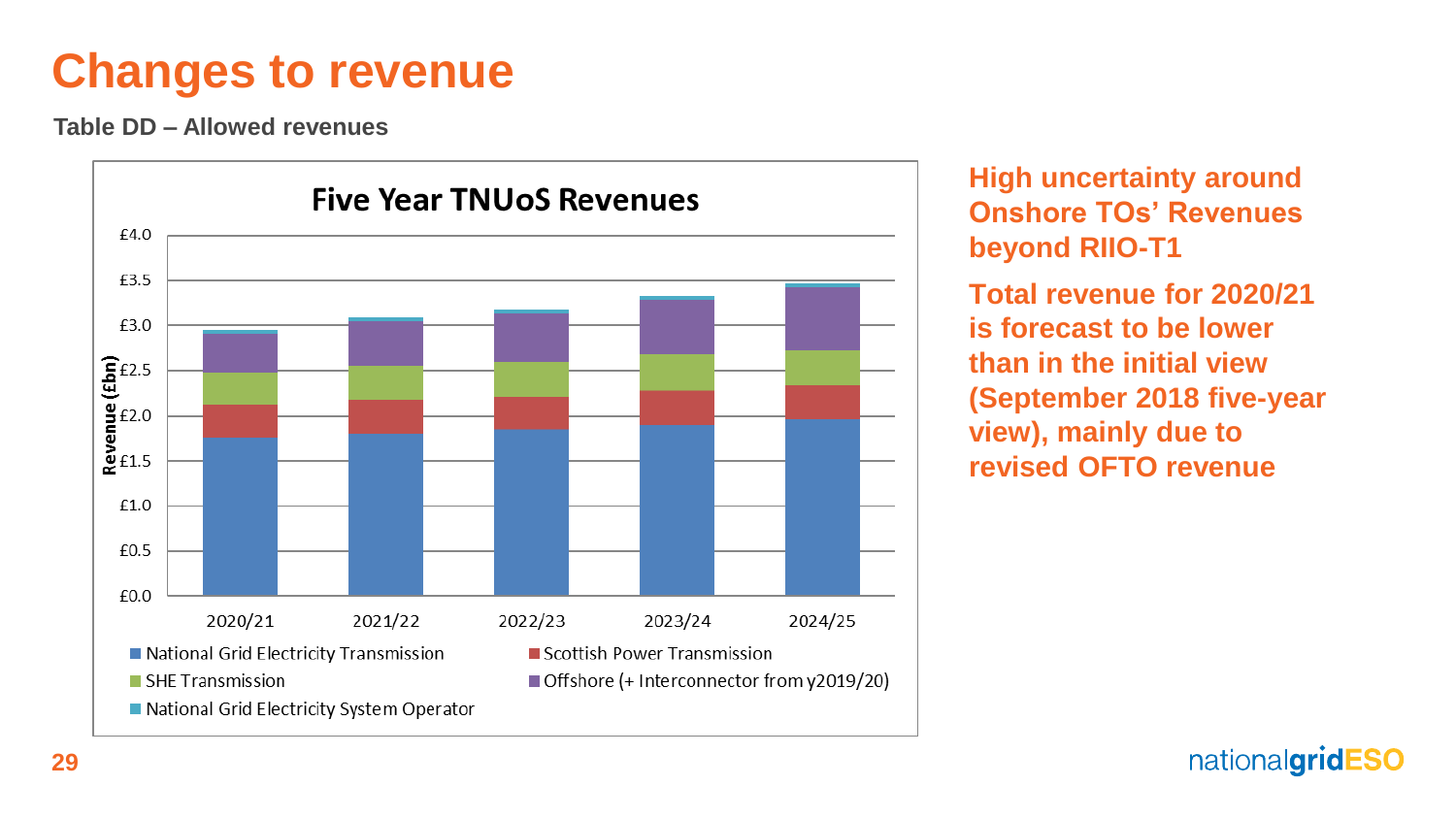# Changes to revenue

**Table DD – Allowed revenues**

**Five Year TNUoS Revenues**

Revenue (£bn): £0.0, £0.5, £1.0, £1.5, £2.0, £2.5, £3.0, £3.5, £4.0

Years: 2020/21, 2021/22, 2022/23, 2023/24, 2024/25

- National Grid Electricity Transmission
- Scottish Power Transmission
- SHE Transmission
- Offshore (+ Interconnector from y2019/20)
- National Grid Electricity System Operator

**High uncertainty around Onshore TOs' Revenues beyond RIIO-T1**

**Total revenue for 2020/21 is forecast to be lower than in the initial view (September 2018 five-year view), mainly due to revised OFTO revenue**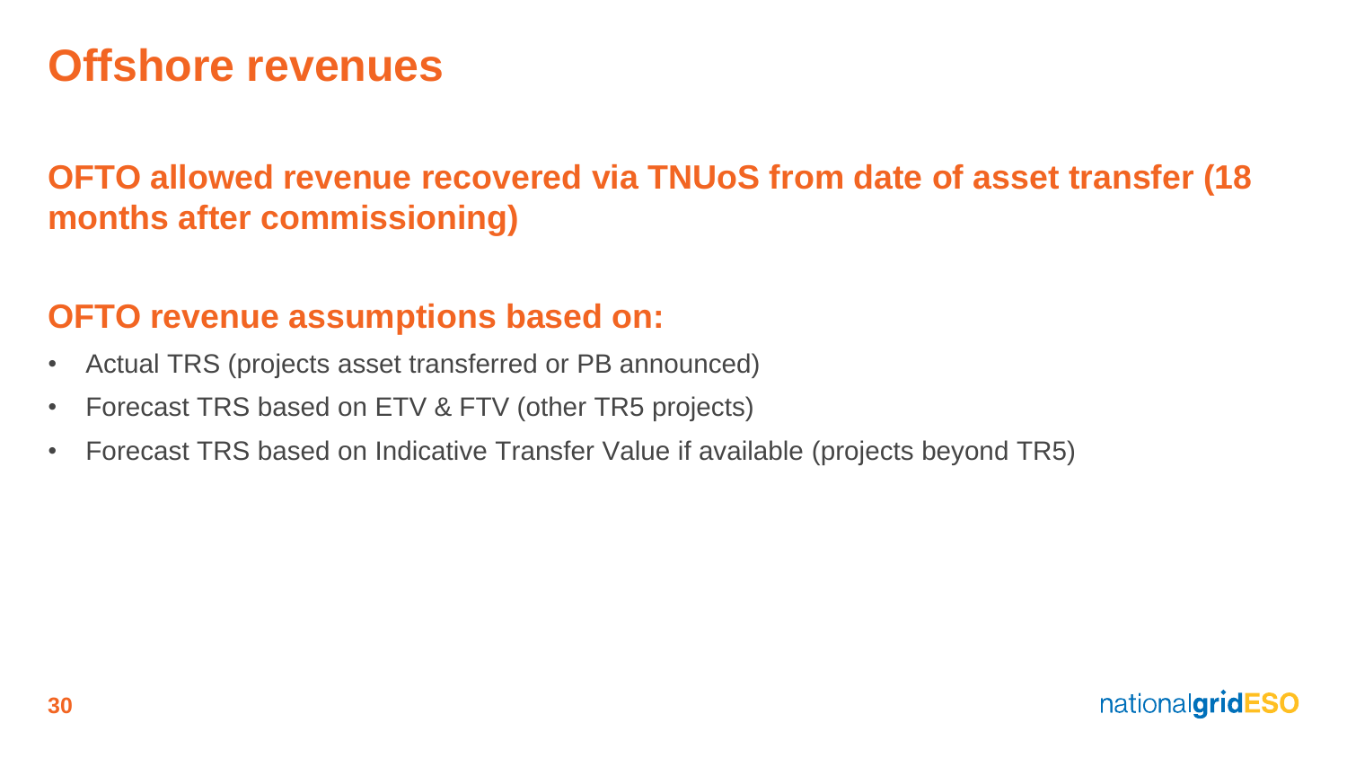# Offshore revenues

## OFTO allowed revenue recovered via TNUoS from date of asset transfer (18 months after commissioning)

## OFTO revenue assumptions based on:

- Actual TRS (projects asset transferred or PB announced)
- Forecast TRS based on ETV & FTV (other TR5 projects)
- Forecast TRS based on Indicative Transfer Value if available (projects beyond TR5)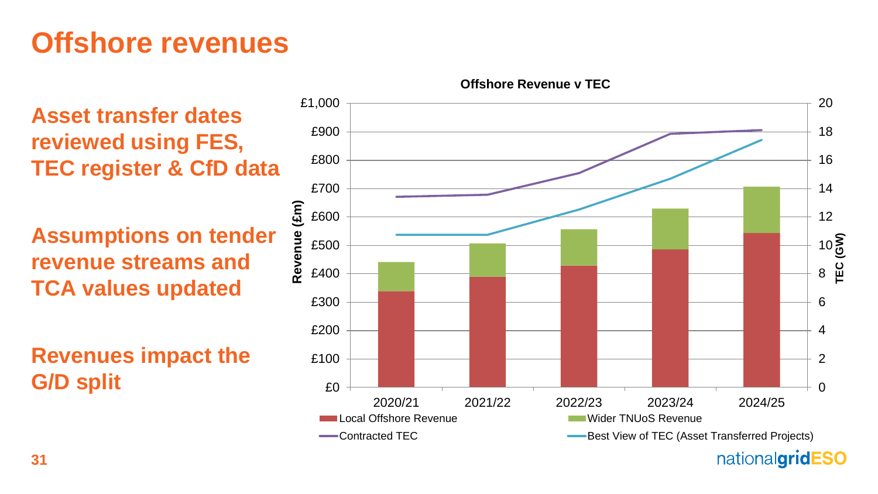# Offshore revenues

**Asset transfer dates reviewed using FES, TEC register & CfD data**

**Assumptions on tender revenue streams and TCA values updated**

**Revenues impact the G/D split**

**Offshore Revenue v TEC**

| | 2020/21 | 2021/22 | 2022/23 | 2023/24 | 2024/25 |
|---|---|---|---|---|---|
| Local Offshore Revenue (£m) | ~£338 | ~£390 | ~£428 | ~£486 | ~£543 |
| Wider TNUoS Revenue (£m) | ~£103 | ~£117 | ~£129 | ~£143 | ~£164 |
| Contracted TEC (GW) | ~13.4 | ~13.6 | ~15.1 | ~17.9 | ~18.1 |
| Best View of TEC (Asset Transferred Projects) (GW) | ~10.7 | ~10.7 | ~12.5 | ~14.7 | ~17.5 |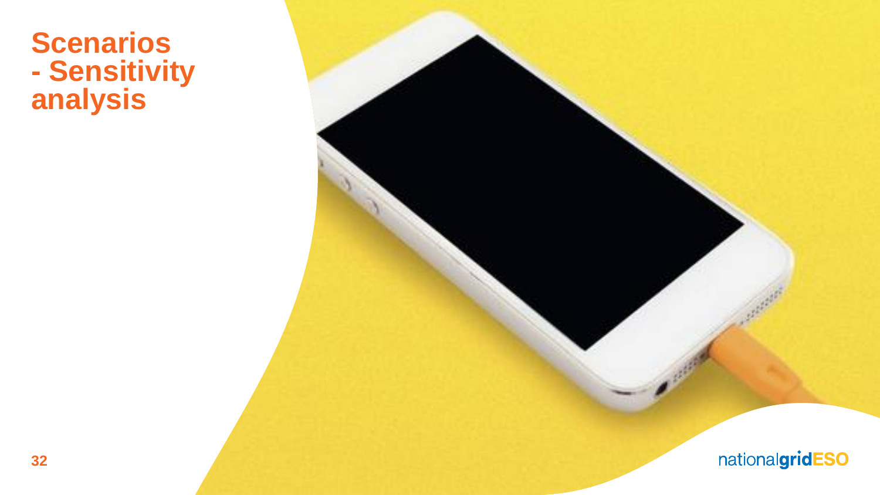# Scenarios - Sensitivity analysis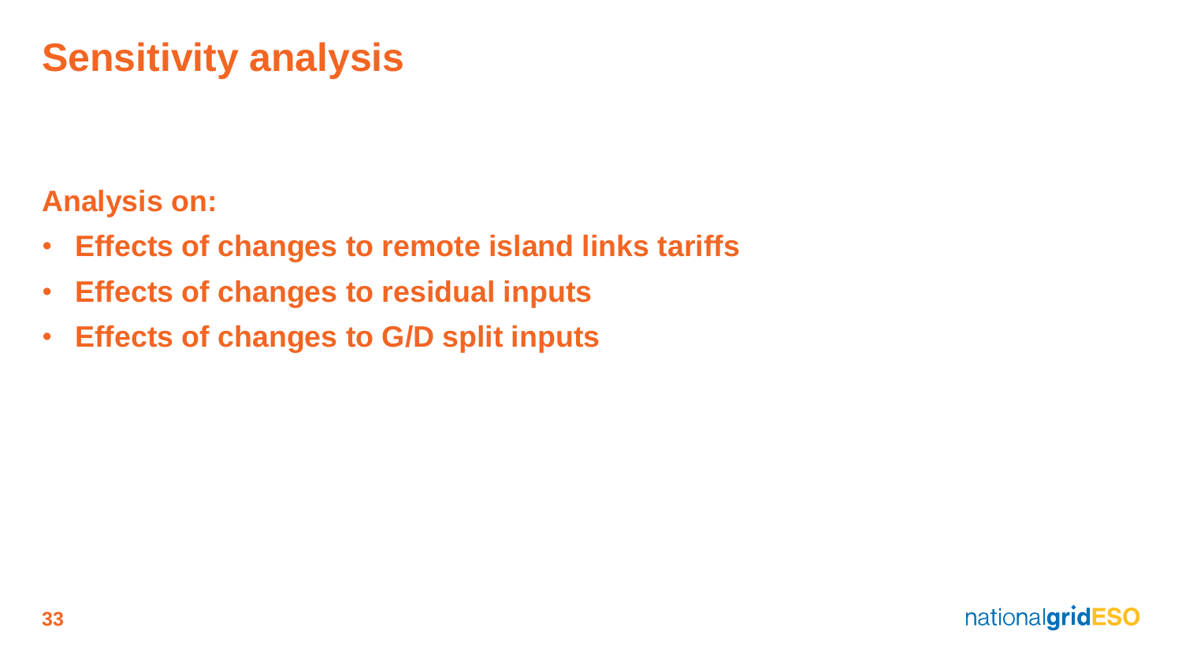# Sensitivity analysis

**Analysis on:**

- **Effects of changes to remote island links tariffs**
- **Effects of changes to residual inputs**
- **Effects of changes to G/D split inputs**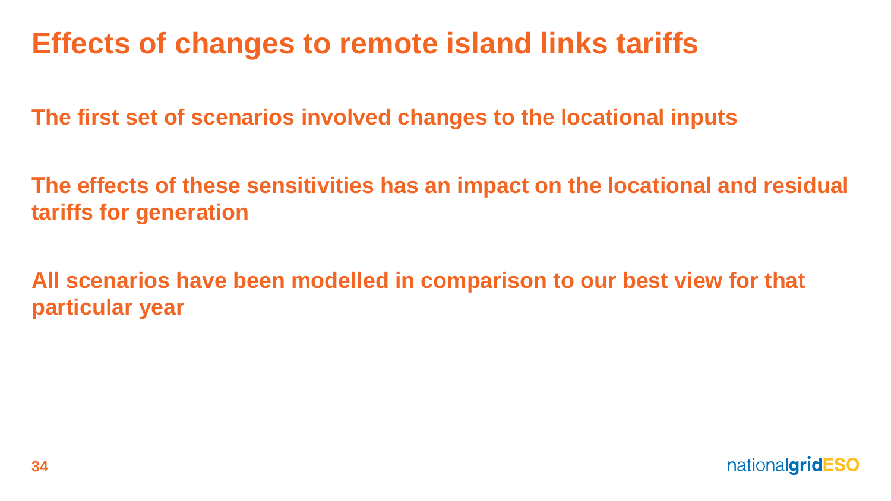# Effects of changes to remote island links tariffs

**The first set of scenarios involved changes to the locational inputs**

**The effects of these sensitivities has an impact on the locational and residual tariffs for generation**

**All scenarios have been modelled in comparison to our best view for that particular year**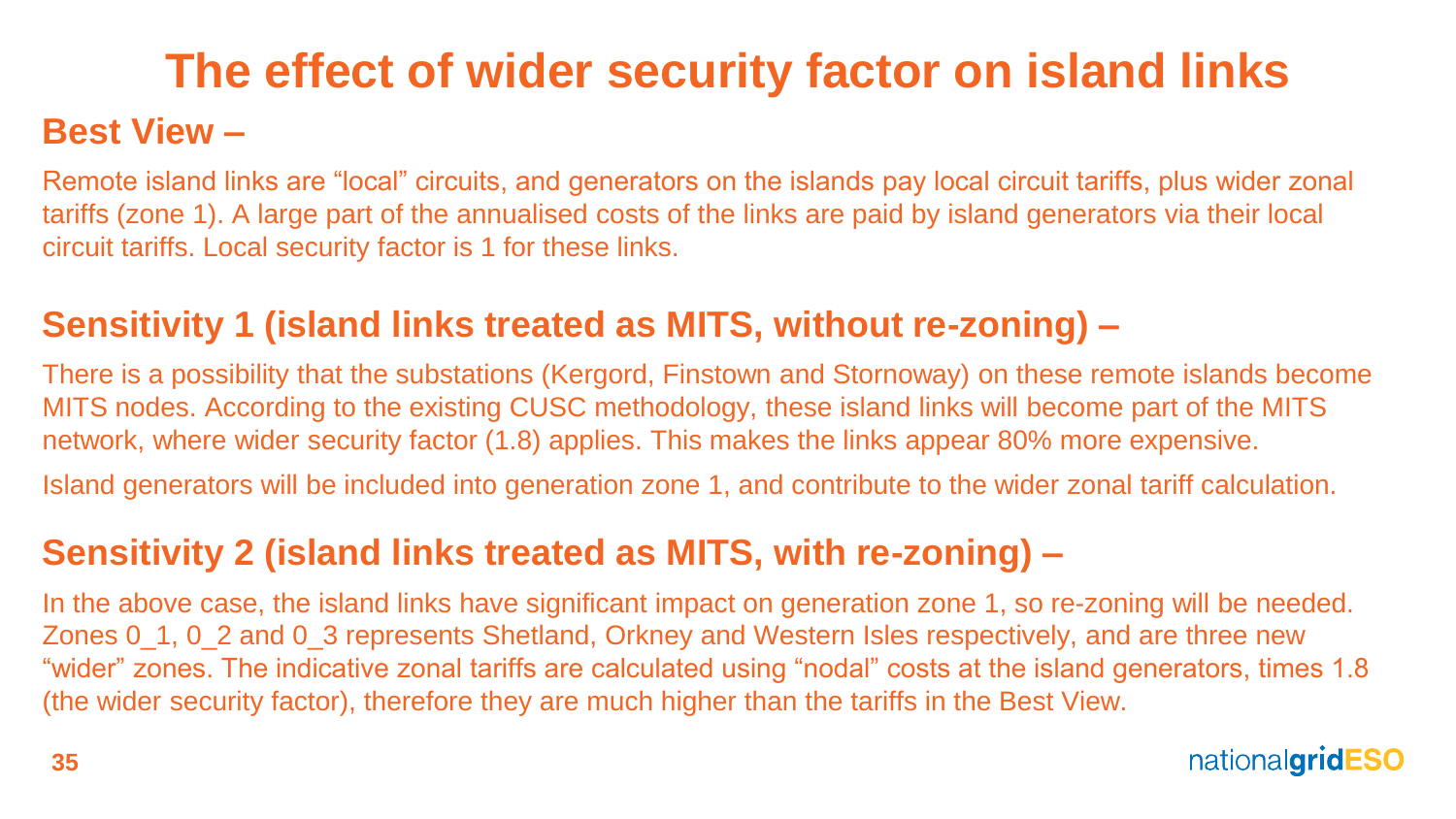# The effect of wider security factor on island links

## Best View –

Remote island links are "local" circuits, and generators on the islands pay local circuit tariffs, plus wider zonal tariffs (zone 1). A large part of the annualised costs of the links are paid by island generators via their local circuit tariffs. Local security factor is 1 for these links.

## Sensitivity 1 (island links treated as MITS, without re-zoning) –

There is a possibility that the substations (Kergord, Finstown and Stornoway) on these remote islands become MITS nodes. According to the existing CUSC methodology, these island links will become part of the MITS network, where wider security factor (1.8) applies. This makes the links appear 80% more expensive.

Island generators will be included into generation zone 1, and contribute to the wider zonal tariff calculation.

## Sensitivity 2 (island links treated as MITS, with re-zoning) –

In the above case, the island links have significant impact on generation zone 1, so re-zoning will be needed. Zones 0_1, 0_2 and 0_3 represents Shetland, Orkney and Western Isles respectively, and are three new "wider" zones. The indicative zonal tariffs are calculated using "nodal" costs at the island generators, times 1.8 (the wider security factor), therefore they are much higher than the tariffs in the Best View.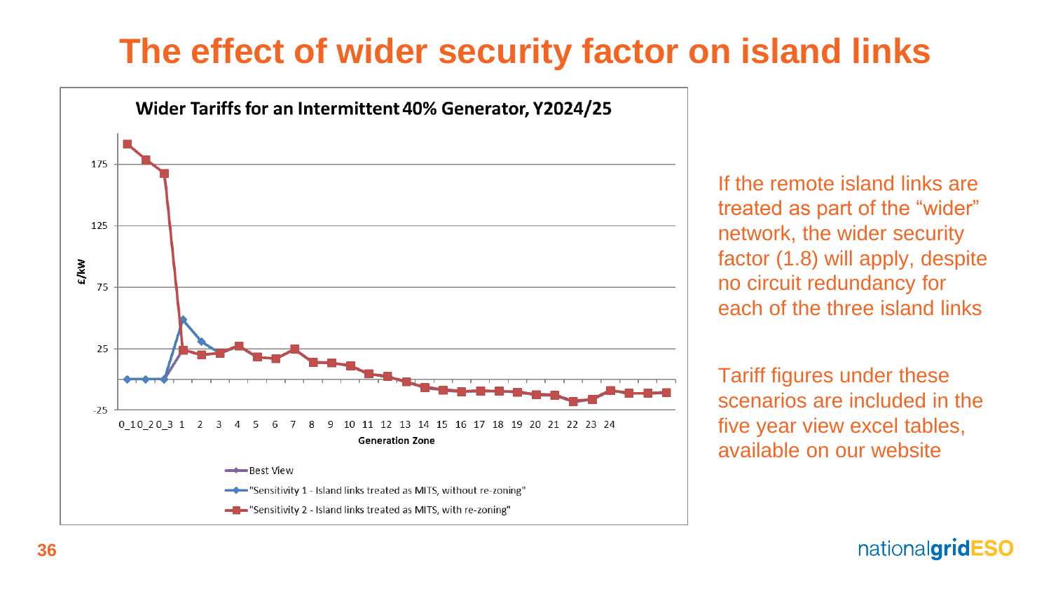# The effect of wider security factor on island links

**Wider Tariffs for an Intermittent 40% Generator, Y2024/25**

£/kw

Generation Zone

0_1 0_2 0_3 1 2 3 4 5 6 7 8 9 10 11 12 13 14 15 16 17 18 19 20 21 22 23 24

- Best View
- "Sensitivity 1 - Island links treated as MITS, without re-zoning"
- "Sensitivity 2 - Island links treated as MITS, with re-zoning"

If the remote island links are treated as part of the “wider” network, the wider security factor (1.8) will apply, despite no circuit redundancy for each of the three island links

Tariff figures under these scenarios are included in the five year view excel tables, available on our website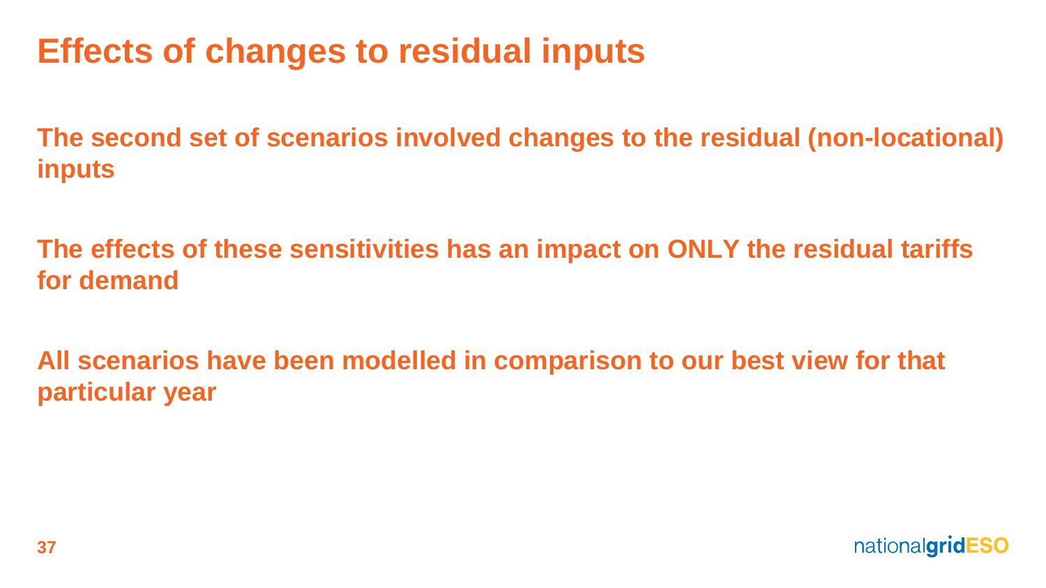# Effects of changes to residual inputs

**The second set of scenarios involved changes to the residual (non-locational) inputs**

**The effects of these sensitivities has an impact on ONLY the residual tariffs for demand**

**All scenarios have been modelled in comparison to our best view for that particular year**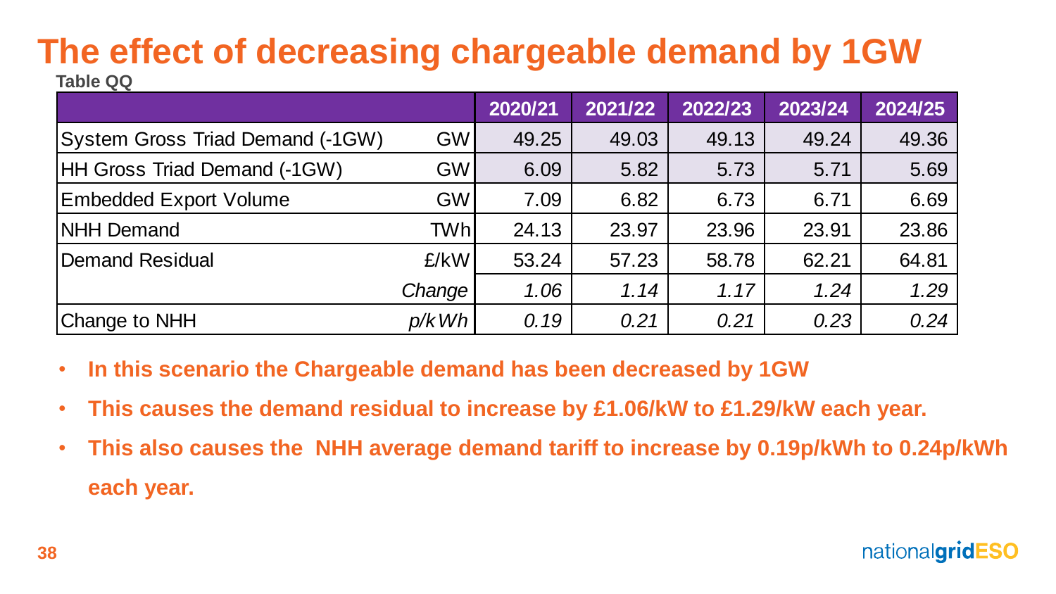# The effect of decreasing chargeable demand by 1GW

**Table QQ**

| | | 2020/21 | 2021/22 | 2022/23 | 2023/24 | 2024/25 |
|---|---|---|---|---|---|---|
| System Gross Triad Demand (-1GW) | GW | 49.25 | 49.03 | 49.13 | 49.24 | 49.36 |
| HH Gross Triad Demand (-1GW) | GW | 6.09 | 5.82 | 5.73 | 5.71 | 5.69 |
| Embedded Export Volume | GW | 7.09 | 6.82 | 6.73 | 6.71 | 6.69 |
| NHH Demand | TWh | 24.13 | 23.97 | 23.96 | 23.91 | 23.86 |
| Demand Residual | £/kW | 53.24 | 57.23 | 58.78 | 62.21 | 64.81 |
| | *Change* | *1.06* | *1.14* | *1.17* | *1.24* | *1.29* |
| Change to NHH | *p/kWh* | *0.19* | *0.21* | *0.21* | *0.23* | *0.24* |

- **In this scenario the Chargeable demand has been decreased by 1GW**
- **This causes the demand residual to increase by £1.06/kW to £1.29/kW each year.**
- **This also causes the NHH average demand tariff to increase by 0.19p/kWh to 0.24p/kWh each year.**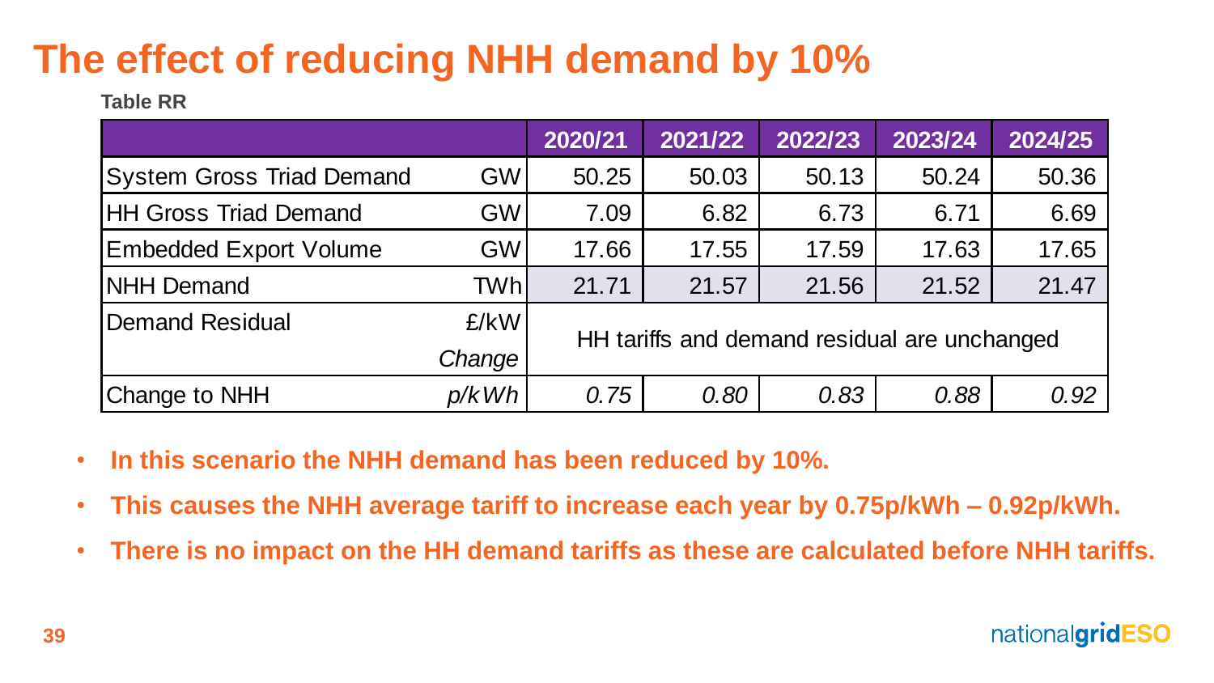# The effect of reducing NHH demand by 10%

**Table RR**

| | | 2020/21 | 2021/22 | 2022/23 | 2023/24 | 2024/25 |
|---|---|---|---|---|---|---|
| System Gross Triad Demand | GW | 50.25 | 50.03 | 50.13 | 50.24 | 50.36 |
| HH Gross Triad Demand | GW | 7.09 | 6.82 | 6.73 | 6.71 | 6.69 |
| Embedded Export Volume | GW | 17.66 | 17.55 | 17.59 | 17.63 | 17.65 |
| NHH Demand | TWh | 21.71 | 21.57 | 21.56 | 21.52 | 21.47 |
| Demand Residual | £/kW *Change* | HH tariffs and demand residual are unchanged | | | | |
| Change to NHH | *p/kWh* | *0.75* | *0.80* | *0.83* | *0.88* | *0.92* |

- **In this scenario the NHH demand has been reduced by 10%.**
- **This causes the NHH average tariff to increase each year by 0.75p/kWh – 0.92p/kWh.**
- **There is no impact on the HH demand tariffs as these are calculated before NHH tariffs.**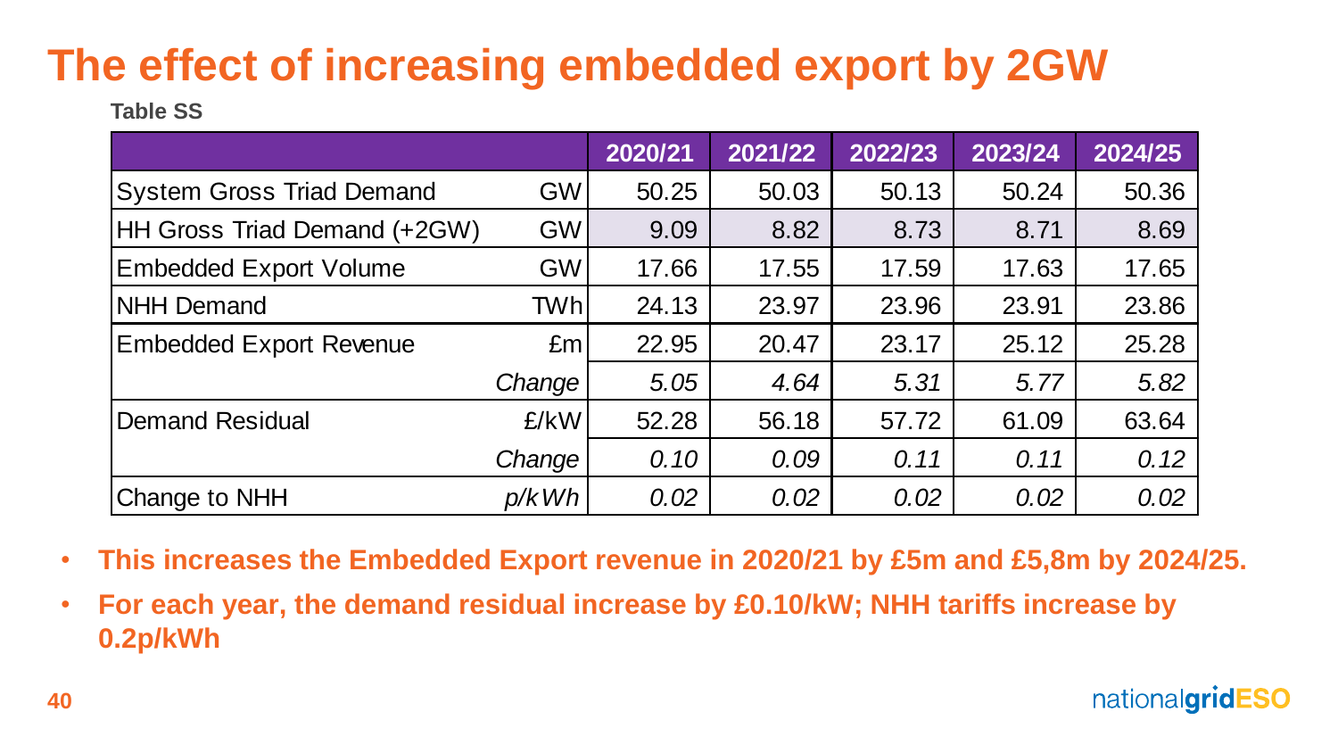# The effect of increasing embedded export by 2GW

**Table SS**

| | | 2020/21 | 2021/22 | 2022/23 | 2023/24 | 2024/25 |
|---|---|---|---|---|---|---|
| System Gross Triad Demand | GW | 50.25 | 50.03 | 50.13 | 50.24 | 50.36 |
| HH Gross Triad Demand (+2GW) | GW | 9.09 | 8.82 | 8.73 | 8.71 | 8.69 |
| Embedded Export Volume | GW | 17.66 | 17.55 | 17.59 | 17.63 | 17.65 |
| NHH Demand | TWh | 24.13 | 23.97 | 23.96 | 23.91 | 23.86 |
| Embedded Export Revenue | £m | 22.95 | 20.47 | 23.17 | 25.12 | 25.28 |
| | *Change* | *5.05* | *4.64* | *5.31* | *5.77* | *5.82* |
| Demand Residual | £/kW | 52.28 | 56.18 | 57.72 | 61.09 | 63.64 |
| | *Change* | *0.10* | *0.09* | *0.11* | *0.11* | *0.12* |
| Change to NHH | *p/kWh* | *0.02* | *0.02* | *0.02* | *0.02* | *0.02* |

- **This increases the Embedded Export revenue in 2020/21 by £5m and £5,8m by 2024/25.**
- **For each year, the demand residual increase by £0.10/kW; NHH tariffs increase by 0.2p/kWh**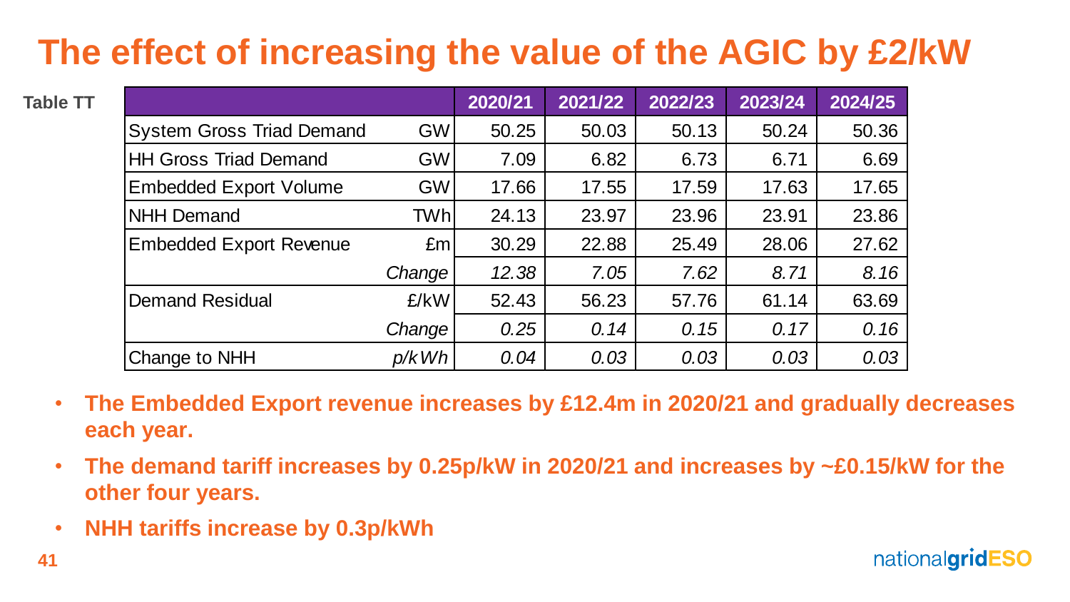# The effect of increasing the value of the AGIC by £2/kW

**Table TT**

| | | 2020/21 | 2021/22 | 2022/23 | 2023/24 | 2024/25 |
|---|---|---|---|---|---|---|
| System Gross Triad Demand | GW | 50.25 | 50.03 | 50.13 | 50.24 | 50.36 |
| HH Gross Triad Demand | GW | 7.09 | 6.82 | 6.73 | 6.71 | 6.69 |
| Embedded Export Volume | GW | 17.66 | 17.55 | 17.59 | 17.63 | 17.65 |
| NHH Demand | TWh | 24.13 | 23.97 | 23.96 | 23.91 | 23.86 |
| Embedded Export Revenue | £m | 30.29 | 22.88 | 25.49 | 28.06 | 27.62 |
| | *Change* | *12.38* | *7.05* | *7.62* | *8.71* | *8.16* |
| Demand Residual | £/kW | 52.43 | 56.23 | 57.76 | 61.14 | 63.69 |
| | *Change* | *0.25* | *0.14* | *0.15* | *0.17* | *0.16* |
| Change to NHH | *p/kWh* | *0.04* | *0.03* | *0.03* | *0.03* | *0.03* |

- **The Embedded Export revenue increases by £12.4m in 2020/21 and gradually decreases each year.**
- **The demand tariff increases by 0.25p/kW in 2020/21 and increases by ~£0.15/kW for the other four years.**
- **NHH tariffs increase by 0.3p/kWh**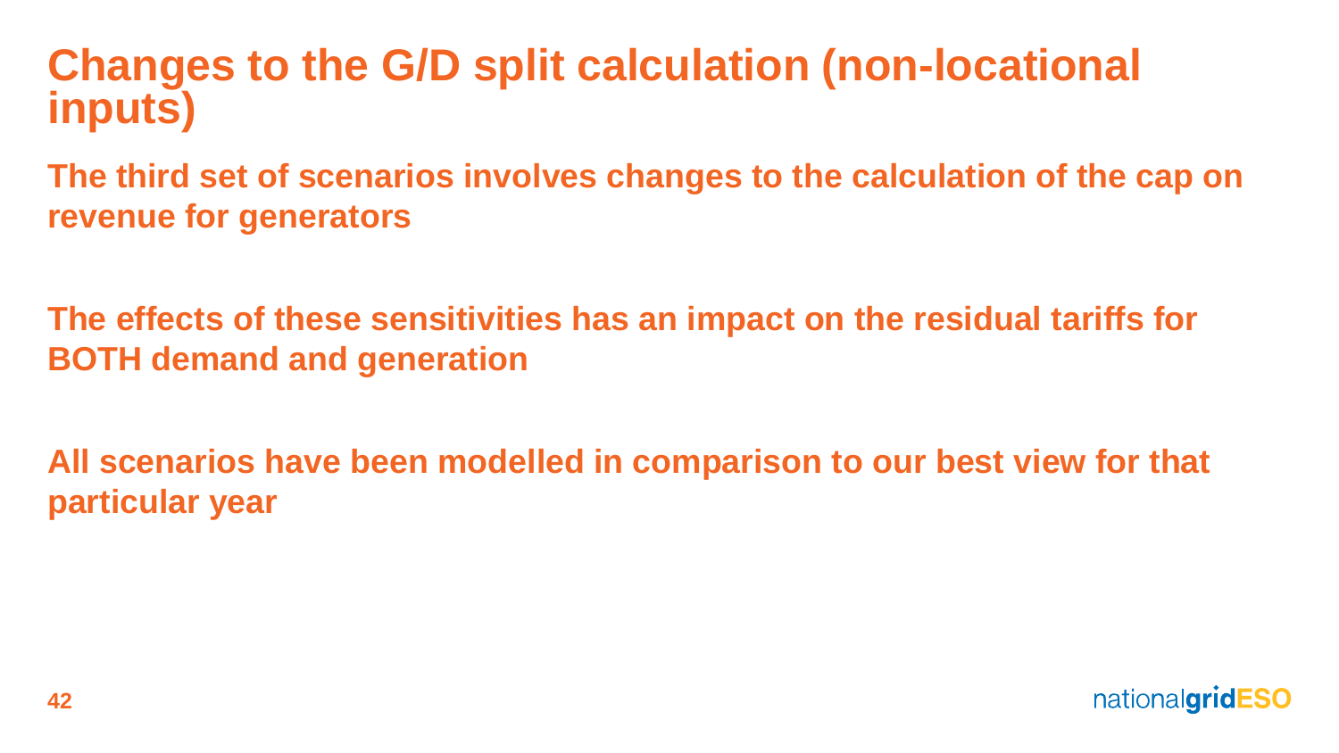# Changes to the G/D split calculation (non-locational inputs)

**The third set of scenarios involves changes to the calculation of the cap on revenue for generators**

**The effects of these sensitivities has an impact on the residual tariffs for BOTH demand and generation**

**All scenarios have been modelled in comparison to our best view for that particular year**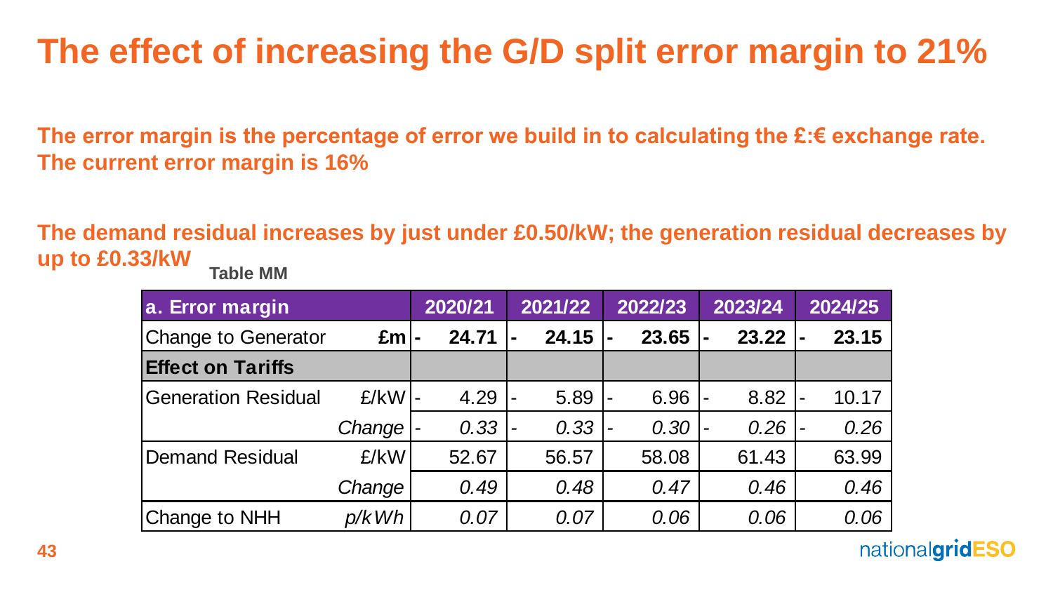# The effect of increasing the G/D split error margin to 21%

**The error margin is the percentage of error we build in to calculating the £:€ exchange rate. The current error margin is 16%**

**The demand residual increases by just under £0.50/kW; the generation residual decreases by up to £0.33/kW**

**Table MM**

| a. Error margin | | 2020/21 | 2021/22 | 2022/23 | 2023/24 | 2024/25 |
|---|---|---|---|---|---|---|
| Change to Generator | **£m** | **- 24.71** | **- 24.15** | **- 23.65** | **- 23.22** | **- 23.15** |
| **Effect on Tariffs** | | | | | | |
| Generation Residual | £/kW | - 4.29 | - 5.89 | - 6.96 | - 8.82 | - 10.17 |
| | *Change* | *- 0.33* | *- 0.33* | *- 0.30* | *- 0.26* | *- 0.26* |
| Demand Residual | £/kW | 52.67 | 56.57 | 58.08 | 61.43 | 63.99 |
| | *Change* | *0.49* | *0.48* | *0.47* | *0.46* | *0.46* |
| Change to NHH | *p/kWh* | *0.07* | *0.07* | *0.06* | *0.06* | *0.06* |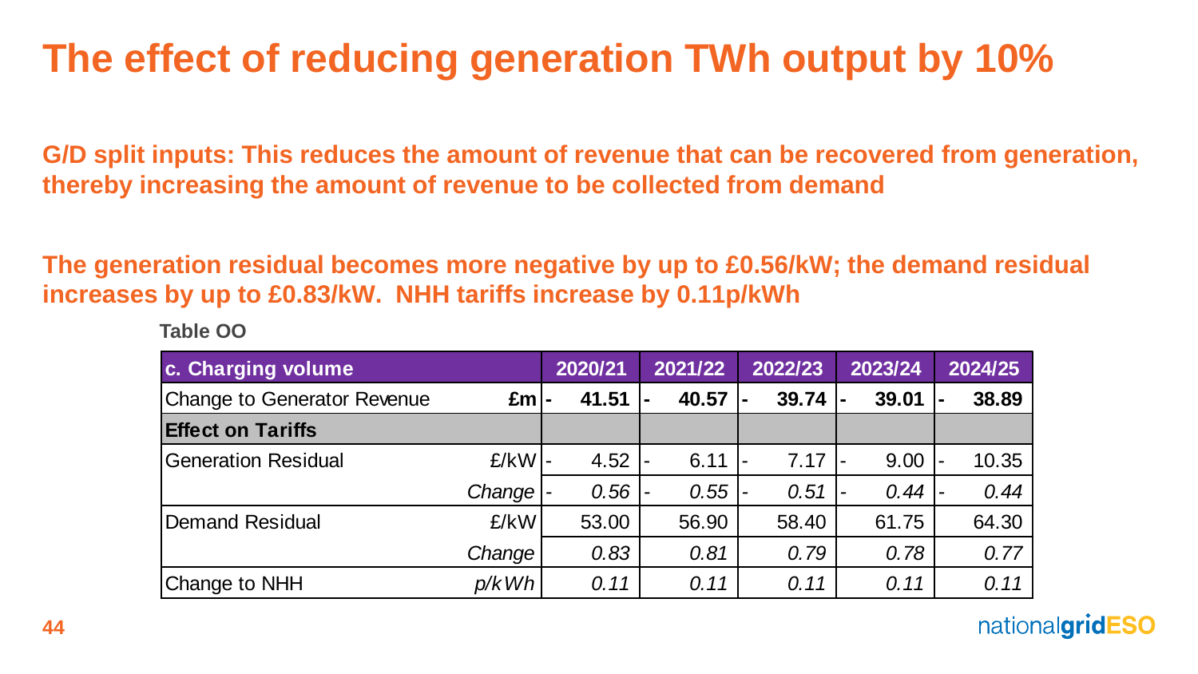# The effect of reducing generation TWh output by 10%

**G/D split inputs: This reduces the amount of revenue that can be recovered from generation, thereby increasing the amount of revenue to be collected from demand**

**The generation residual becomes more negative by up to £0.56/kW; the demand residual increases by up to £0.83/kW. NHH tariffs increase by 0.11p/kWh**

**Table OO**

| c. Charging volume | | 2020/21 | 2021/22 | 2022/23 | 2023/24 | 2024/25 |
|---|---|---|---|---|---|---|
| Change to Generator Revenue | **£m** | **- 41.51** | **- 40.57** | **- 39.74** | **- 39.01** | **- 38.89** |
| **Effect on Tariffs** | | | | | | |
| Generation Residual | £/kW | - 4.52 | - 6.11 | - 7.17 | - 9.00 | - 10.35 |
| | *Change* | *- 0.56* | *- 0.55* | *- 0.51* | *- 0.44* | *- 0.44* |
| Demand Residual | £/kW | 53.00 | 56.90 | 58.40 | 61.75 | 64.30 |
| | *Change* | *0.83* | *0.81* | *0.79* | *0.78* | *0.77* |
| Change to NHH | *p/kWh* | *0.11* | *0.11* | *0.11* | *0.11* | *0.11* |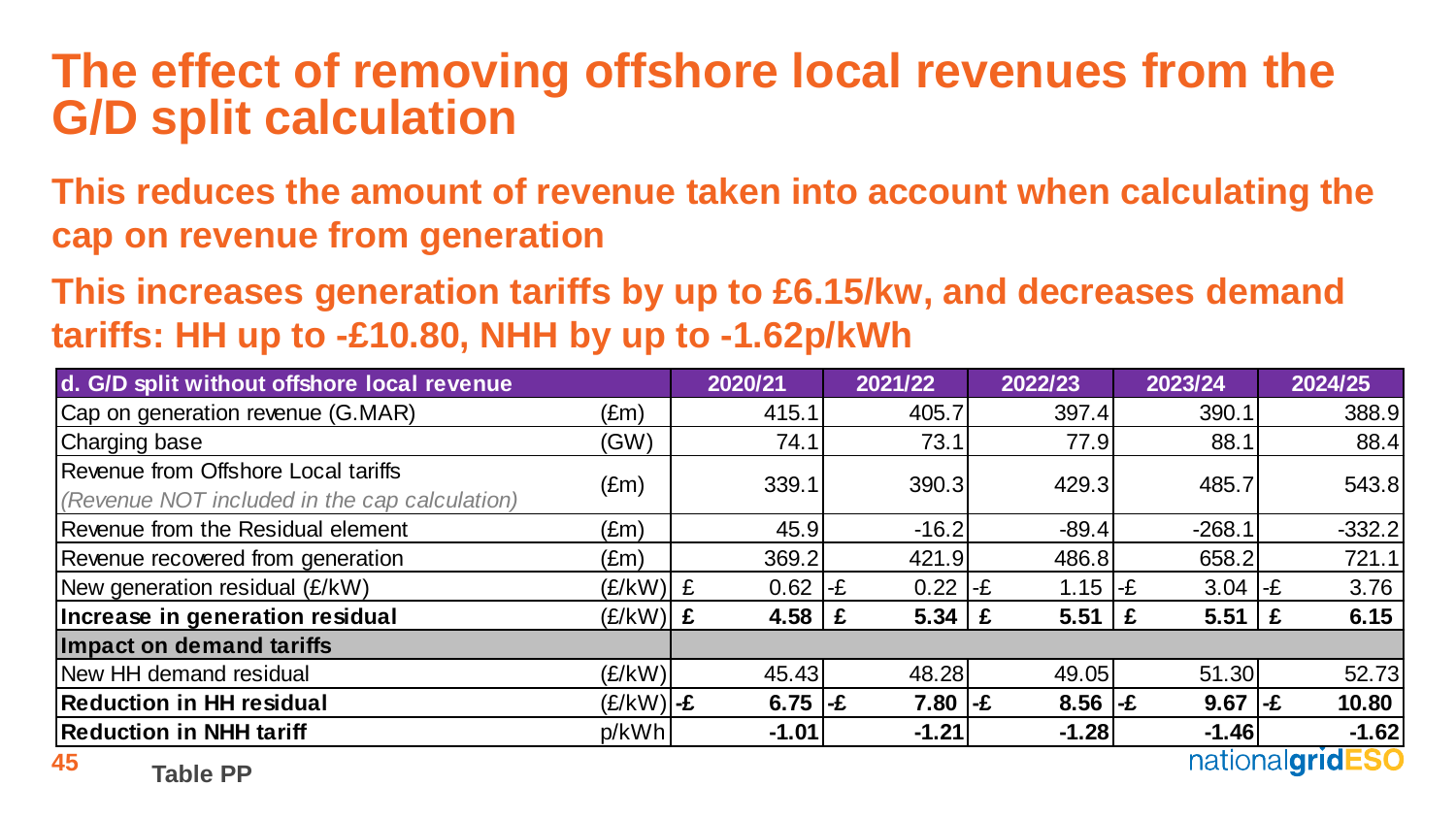# The effect of removing offshore local revenues from the G/D split calculation

## This reduces the amount of revenue taken into account when calculating the cap on revenue from generation

## This increases generation tariffs by up to £6.15/kw, and decreases demand tariffs: HH up to -£10.80, NHH by up to -1.62p/kWh

| d. G/D split without offshore local revenue | | 2020/21 | 2021/22 | 2022/23 | 2023/24 | 2024/25 |
|---|---|---|---|---|---|---|
| Cap on generation revenue (G.MAR) | (£m) | 415.1 | 405.7 | 397.4 | 390.1 | 388.9 |
| Charging base | (GW) | 74.1 | 73.1 | 77.9 | 88.1 | 88.4 |
| Revenue from Offshore Local tariffs<br>*(Revenue NOT included in the cap calculation)* | (£m) | 339.1 | 390.3 | 429.3 | 485.7 | 543.8 |
| Revenue from the Residual element | (£m) | 45.9 | -16.2 | -89.4 | -268.1 | -332.2 |
| Revenue recovered from generation | (£m) | 369.2 | 421.9 | 486.8 | 658.2 | 721.1 |
| New generation residual (£/kW) | (£/kW) | £ 0.62 | -£ 0.22 | -£ 1.15 | -£ 3.04 | -£ 3.76 |
| **Increase in generation residual** | (£/kW) | **£ 4.58** | **£ 5.34** | **£ 5.51** | **£ 5.51** | **£ 6.15** |
| **Impact on demand tariffs** | | | | | | |
| New HH demand residual | (£/kW) | 45.43 | 48.28 | 49.05 | 51.30 | 52.73 |
| **Reduction in HH residual** | (£/kW) | **-£ 6.75** | **-£ 7.80** | **-£ 8.56** | **-£ 9.67** | **-£ 10.80** |
| **Reduction in NHH tariff** | p/kWh | **-1.01** | **-1.21** | **-1.28** | **-1.46** | **-1.62** |

**Table PP**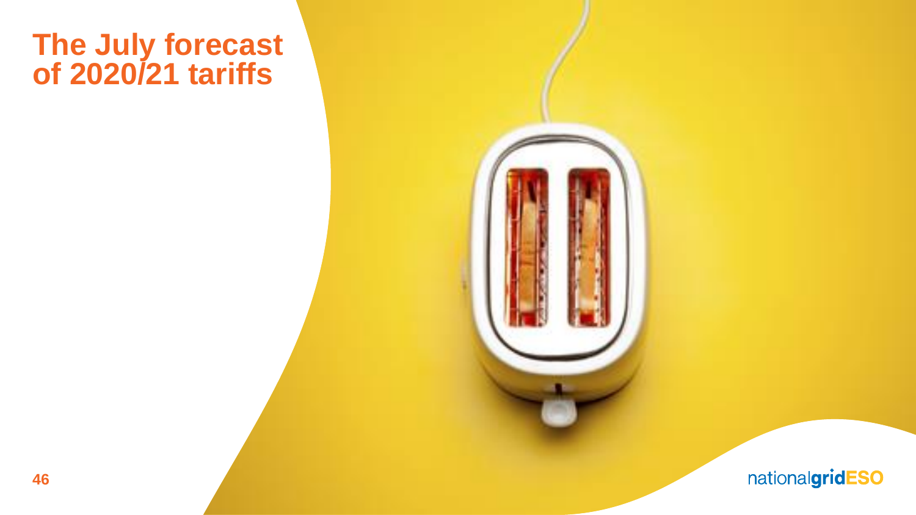# The July forecast of 2020/21 tariffs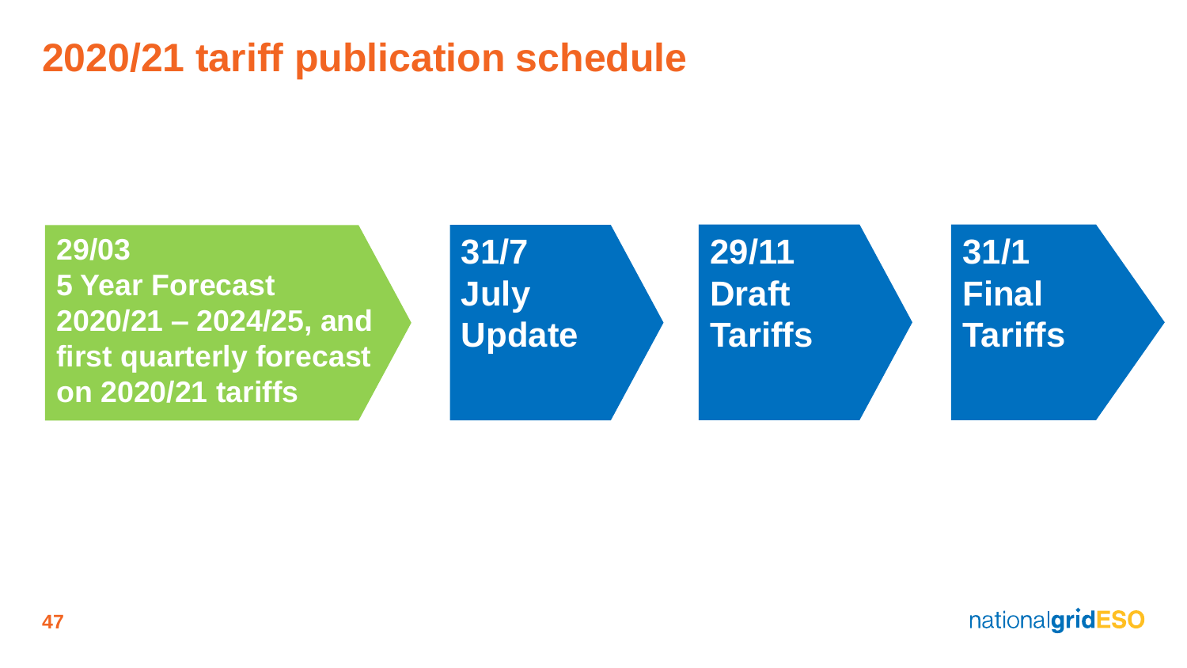# 2020/21 tariff publication schedule

**29/03**
**5 Year Forecast 2020/21 – 2024/25, and first quarterly forecast on 2020/21 tariffs**

**31/7**
**July Update**

**29/11**
**Draft Tariffs**

**31/1**
**Final Tariffs**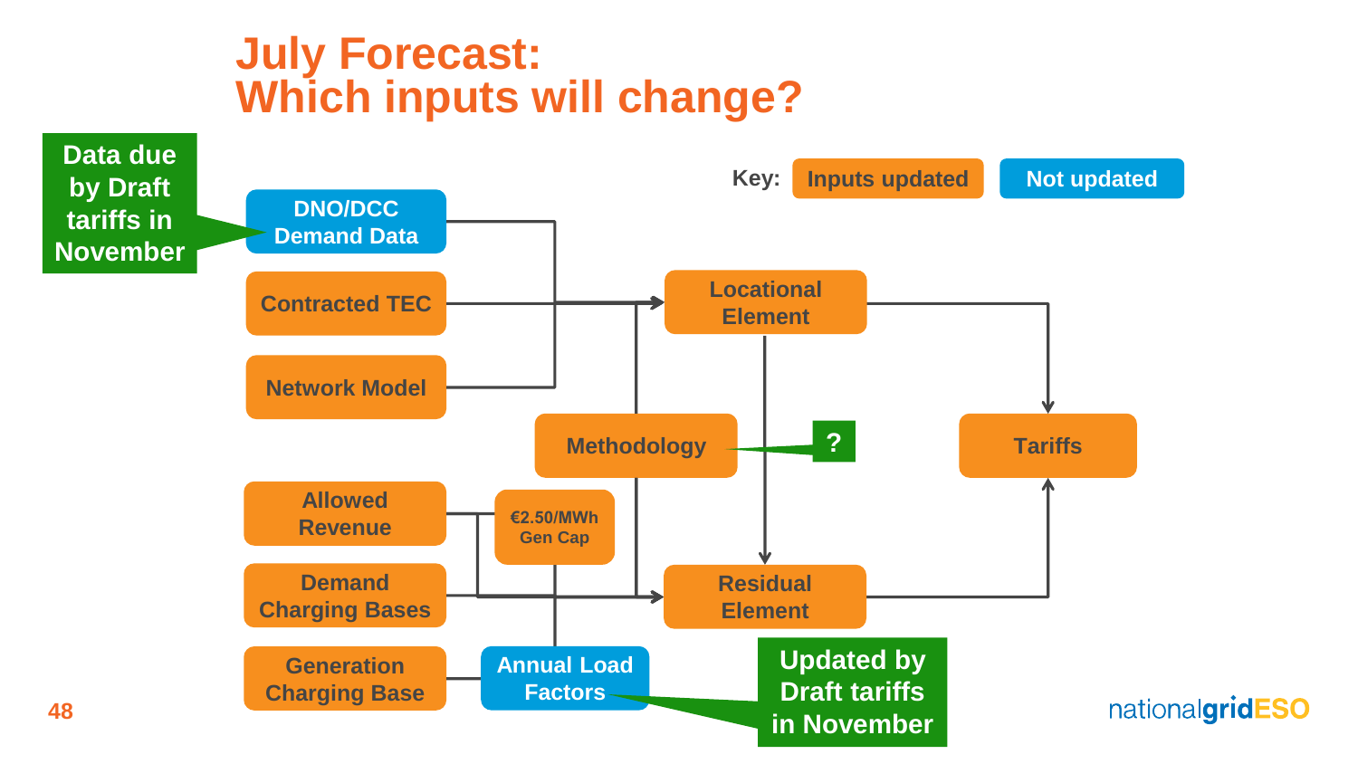# July Forecast: Which inputs will change?

Key: Inputs updated | Not updated

Data due by Draft tariffs in November

DNO/DCC Demand Data

Contracted TEC

Network Model

Locational Element

Methodology

?

Tariffs

Allowed Revenue

€2.50/MWh Gen Cap

Demand Charging Bases

Residual Element

Generation Charging Base

Annual Load Factors

Updated by Draft tariffs in November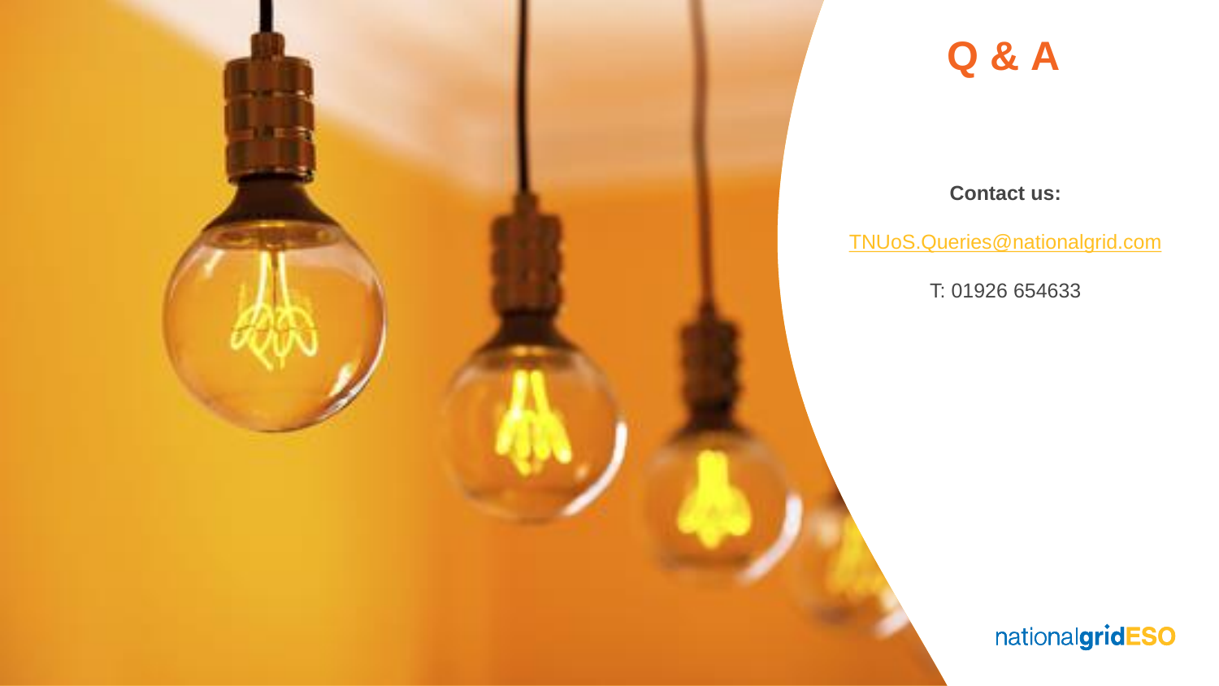# Q & A

**Contact us:**

TNUoS.Queries@nationalgrid.com

T: 01926 654633

nationalgridESO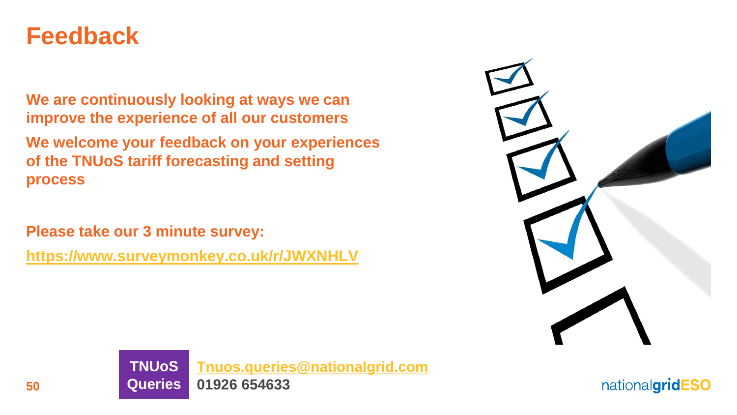# Feedback

**We are continuously looking at ways we can improve the experience of all our customers**

**We welcome your feedback on your experiences of the TNUoS tariff forecasting and setting process**

**Please take our 3 minute survey:**

**https://www.surveymonkey.co.uk/r/JWXNHLV**

**TNUoS Queries**

**Tnuos.queries@nationalgrid.com**

**01926 654633**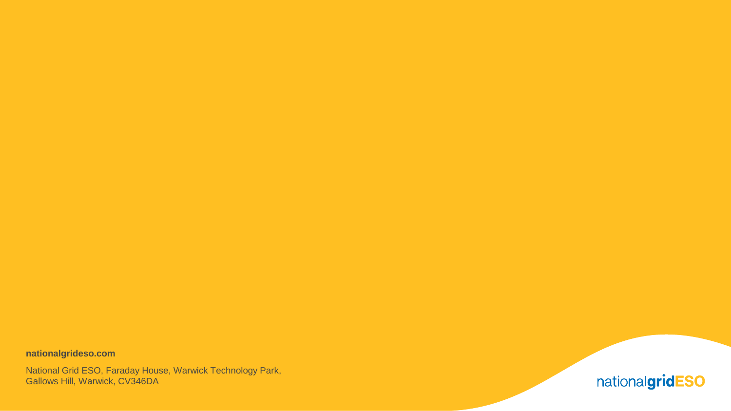**nationalgrideso.com**

National Grid ESO, Faraday House, Warwick Technology Park,
Gallows Hill, Warwick, CV346DA

nationalgridESO